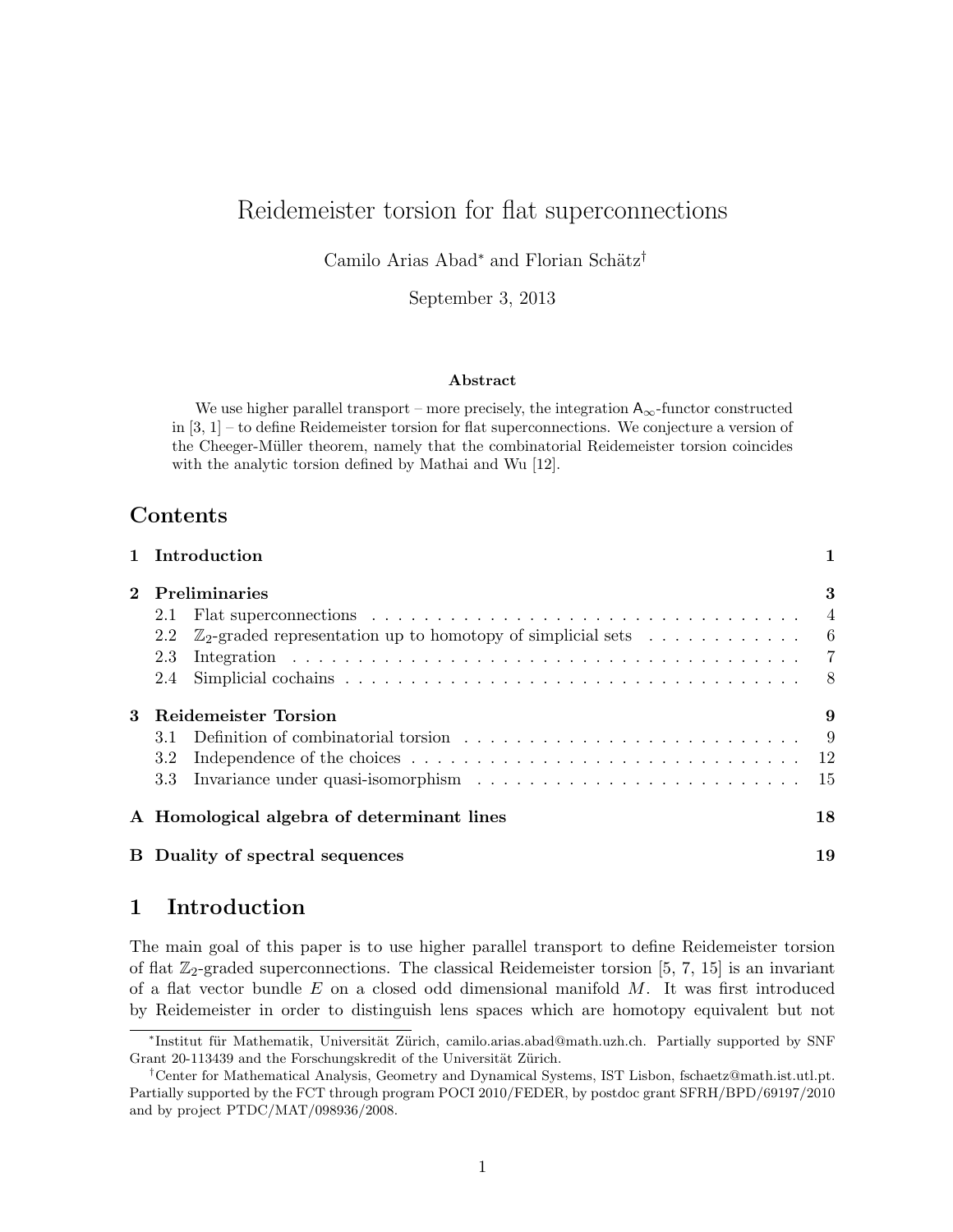# Reidemeister torsion for flat superconnections

Camilo Arias Abad* and Florian Schätz†

September 3, 2013

### Abstract

We use higher parallel transport – more precisely, the integration $\mathsf{A}_\infty$-functor constructed in [3, 1] – to define Reidemeister torsion for flat superconnections. We conjecture a version of the Cheeger-Müller theorem, namely that the combinatorial Reidemeister torsion coincides with the analytic torsion defined by Mathai and Wu [12].

## Contents

- **1 Introduction** — 1
- **2 Preliminaries** — 3
  - 2.1 Flat superconnections — 4
  - 2.2 $\mathbb{Z}_2$-graded representation up to homotopy of simplicial sets — 6
  - 2.3 Integration — 7
  - 2.4 Simplicial cochains — 8
- **3 Reidemeister Torsion** — 9
  - 3.1 Definition of combinatorial torsion — 9
  - 3.2 Independence of the choices — 12
  - 3.3 Invariance under quasi-isomorphism — 15
- **A Homological algebra of determinant lines** — 18
- **B Duality of spectral sequences** — 19

## 1 Introduction

The main goal of this paper is to use higher parallel transport to define Reidemeister torsion of flat $\mathbb{Z}_2$-graded superconnections. The classical Reidemeister torsion [5, 7, 15] is an invariant of a flat vector bundle $E$ on a closed odd dimensional manifold $M$. It was first introduced by Reidemeister in order to distinguish lens spaces which are homotopy equivalent but not

---

*Institut für Mathematik, Universität Zürich, camilo.arias.abad@math.uzh.ch. Partially supported by SNF Grant 20-113439 and the Forschungskredit of the Universität Zürich.

†Center for Mathematical Analysis, Geometry and Dynamical Systems, IST Lisbon, fschaetz@math.ist.utl.pt. Partially supported by the FCT through program POCI 2010/FEDER, by postdoc grant SFRH/BPD/69197/2010 and by project PTDC/MAT/098936/2008.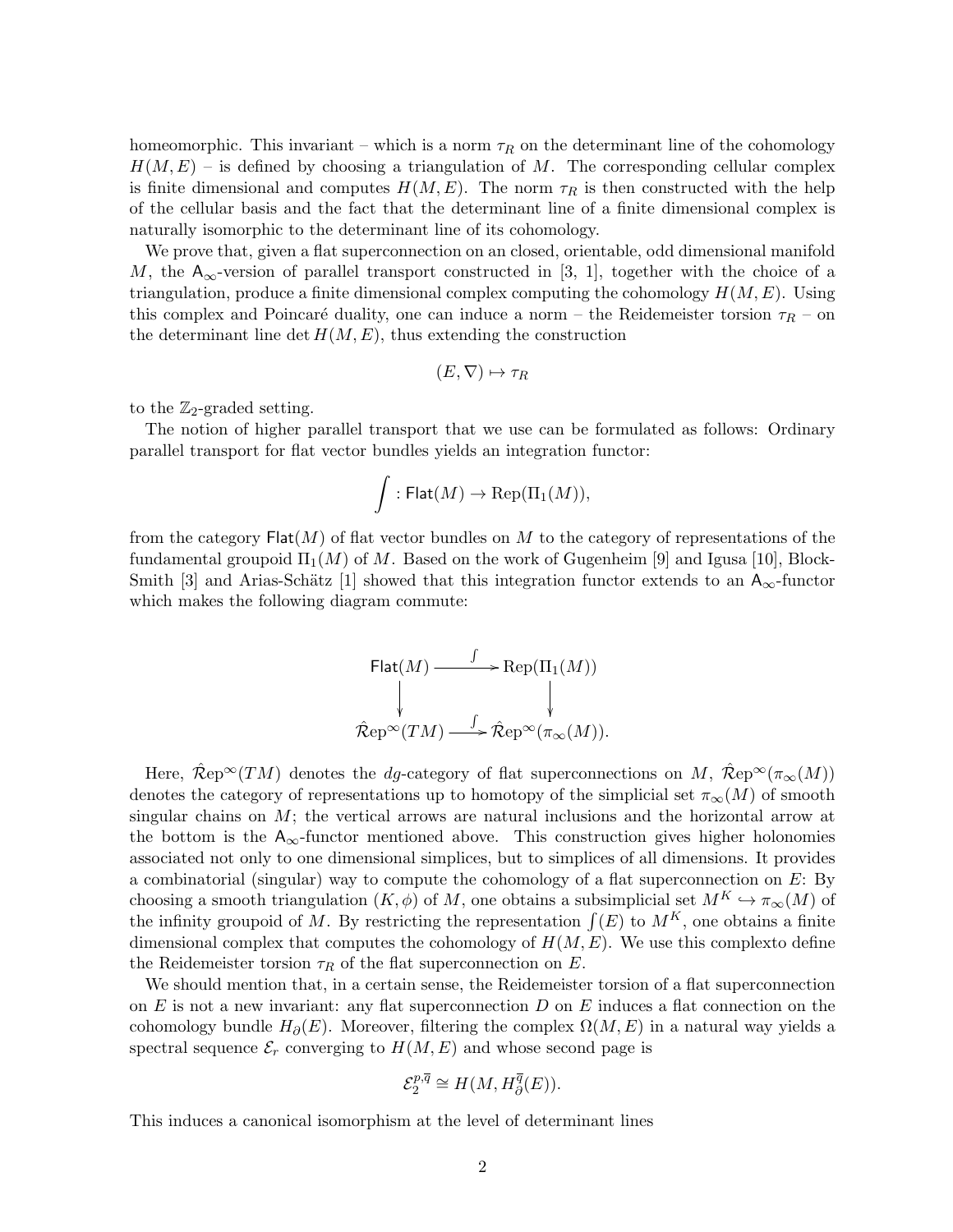homeomorphic. This invariant – which is a norm $\tau_R$ on the determinant line of the cohomology $H(M, E)$ – is defined by choosing a triangulation of $M$. The corresponding cellular complex is finite dimensional and computes $H(M, E)$. The norm $\tau_R$ is then constructed with the help of the cellular basis and the fact that the determinant line of a finite dimensional complex is naturally isomorphic to the determinant line of its cohomology.

We prove that, given a flat superconnection on an closed, orientable, odd dimensional manifold $M$, the $\mathsf{A}_\infty$-version of parallel transport constructed in [3, 1], together with the choice of a triangulation, produce a finite dimensional complex computing the cohomology $H(M, E)$. Using this complex and Poincaré duality, one can induce a norm – the Reidemeister torsion $\tau_R$ – on the determinant line $\det H(M, E)$, thus extending the construction

$$(E, \nabla) \mapsto \tau_R$$

to the $\mathbb{Z}_2$-graded setting.

The notion of higher parallel transport that we use can be formulated as follows: Ordinary parallel transport for flat vector bundles yields an integration functor:

$$\int : \mathsf{Flat}(M) \to \mathrm{Rep}(\Pi_1(M)),$$

from the category $\mathsf{Flat}(M)$ of flat vector bundles on $M$ to the category of representations of the fundamental groupoid $\Pi_1(M)$ of $M$. Based on the work of Gugenheim [9] and Igusa [10], Block-Smith [3] and Arias-Schätz [1] showed that this integration functor extends to an $\mathsf{A}_\infty$-functor which makes the following diagram commute:

$$\begin{array}{ccc}
\mathsf{Flat}(M) & \xrightarrow{\ \int\ } & \mathrm{Rep}(\Pi_1(M)) \\
\downarrow & & \downarrow \\
\hat{\mathcal{R}}\mathrm{ep}^\infty(TM) & \xrightarrow{\ \int\ } & \hat{\mathcal{R}}\mathrm{ep}^\infty(\pi_\infty(M)).
\end{array}$$

Here, $\hat{\mathcal{R}}\mathrm{ep}^\infty(TM)$ denotes the *dg*-category of flat superconnections on $M$, $\hat{\mathcal{R}}\mathrm{ep}^\infty(\pi_\infty(M))$ denotes the category of representations up to homotopy of the simplicial set $\pi_\infty(M)$ of smooth singular chains on $M$; the vertical arrows are natural inclusions and the horizontal arrow at the bottom is the $\mathsf{A}_\infty$-functor mentioned above. This construction gives higher holonomies associated not only to one dimensional simplices, but to simplices of all dimensions. It provides a combinatorial (singular) way to compute the cohomology of a flat superconnection on $E$: By choosing a smooth triangulation $(K, \phi)$ of $M$, one obtains a subsimplicial set $M^K \hookrightarrow \pi_\infty(M)$ of the infinity groupoid of $M$. By restricting the representation $\int(E)$ to $M^K$, one obtains a finite dimensional complex that computes the cohomology of $H(M, E)$. We use this complexto define the Reidemeister torsion $\tau_R$ of the flat superconnection on $E$.

We should mention that, in a certain sense, the Reidemeister torsion of a flat superconnection on $E$ is not a new invariant: any flat superconnection $D$ on $E$ induces a flat connection on the cohomology bundle $H_\partial(E)$. Moreover, filtering the complex $\Omega(M, E)$ in a natural way yields a spectral sequence $\mathcal{E}_r$ converging to $H(M, E)$ and whose second page is

$$\mathcal{E}_2^{p,\overline{q}} \cong H(M, H_\partial^{\overline{q}}(E)).$$

This induces a canonical isomorphism at the level of determinant lines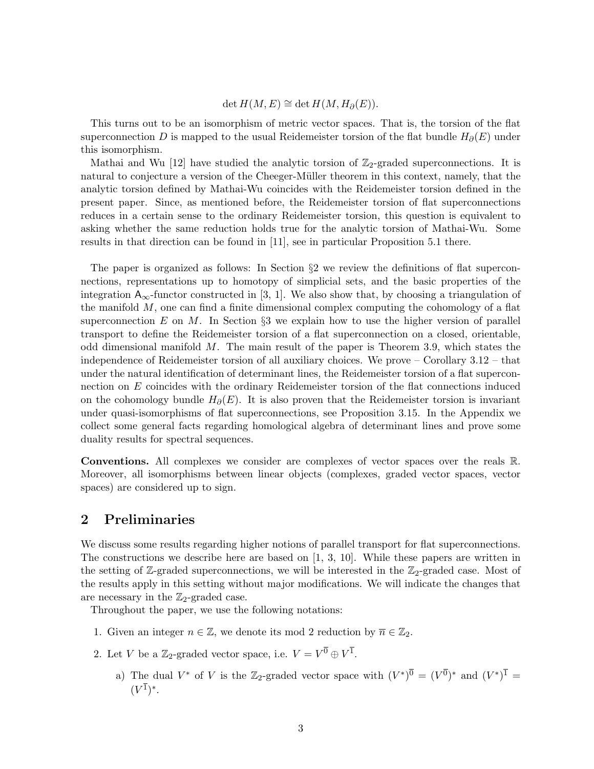$$\det H(M,E) \cong \det H(M, H_\partial(E)).$$

This turns out to be an isomorphism of metric vector spaces. That is, the torsion of the flat superconnection $D$ is mapped to the usual Reidemeister torsion of the flat bundle $H_\partial(E)$ under this isomorphism.

Mathai and Wu [12] have studied the analytic torsion of $\mathbb{Z}_2$-graded superconnections. It is natural to conjecture a version of the Cheeger-Müller theorem in this context, namely, that the analytic torsion defined by Mathai-Wu coincides with the Reidemeister torsion defined in the present paper. Since, as mentioned before, the Reidemeister torsion of flat superconnections reduces in a certain sense to the ordinary Reidemeister torsion, this question is equivalent to asking whether the same reduction holds true for the analytic torsion of Mathai-Wu. Some results in that direction can be found in [11], see in particular Proposition 5.1 there.

The paper is organized as follows: In Section §2 we review the definitions of flat superconnections, representations up to homotopy of simplicial sets, and the basic properties of the integration $\mathsf{A}_\infty$-functor constructed in [3, 1]. We also show that, by choosing a triangulation of the manifold $M$, one can find a finite dimensional complex computing the cohomology of a flat superconnection $E$ on $M$. In Section §3 we explain how to use the higher version of parallel transport to define the Reidemeister torsion of a flat superconnection on a closed, orientable, odd dimensional manifold $M$. The main result of the paper is Theorem 3.9, which states the independence of Reidemeister torsion of all auxiliary choices. We prove – Corollary 3.12 – that under the natural identification of determinant lines, the Reidemeister torsion of a flat superconnection on $E$ coincides with the ordinary Reidemeister torsion of the flat connections induced on the cohomology bundle $H_\partial(E)$. It is also proven that the Reidemeister torsion is invariant under quasi-isomorphisms of flat superconnections, see Proposition 3.15. In the Appendix we collect some general facts regarding homological algebra of determinant lines and prove some duality results for spectral sequences.

**Conventions.** All complexes we consider are complexes of vector spaces over the reals $\mathbb{R}$. Moreover, all isomorphisms between linear objects (complexes, graded vector spaces, vector spaces) are considered up to sign.

## 2 Preliminaries

We discuss some results regarding higher notions of parallel transport for flat superconnections. The constructions we describe here are based on [1, 3, 10]. While these papers are written in the setting of $\mathbb{Z}$-graded superconnections, we will be interested in the $\mathbb{Z}_2$-graded case. Most of the results apply in this setting without major modifications. We will indicate the changes that are necessary in the $\mathbb{Z}_2$-graded case.

Throughout the paper, we use the following notations:

1. Given an integer $n \in \mathbb{Z}$, we denote its mod 2 reduction by $\overline{n} \in \mathbb{Z}_2$.
2. Let $V$ be a $\mathbb{Z}_2$-graded vector space, i.e. $V = V^{\overline{0}} \oplus V^{\overline{1}}$.
   a) The dual $V^*$ of $V$ is the $\mathbb{Z}_2$-graded vector space with $(V^*)^{\overline{0}} = (V^{\overline{0}})^*$ and $(V^*)^{\overline{1}} = (V^{\overline{1}})^*$.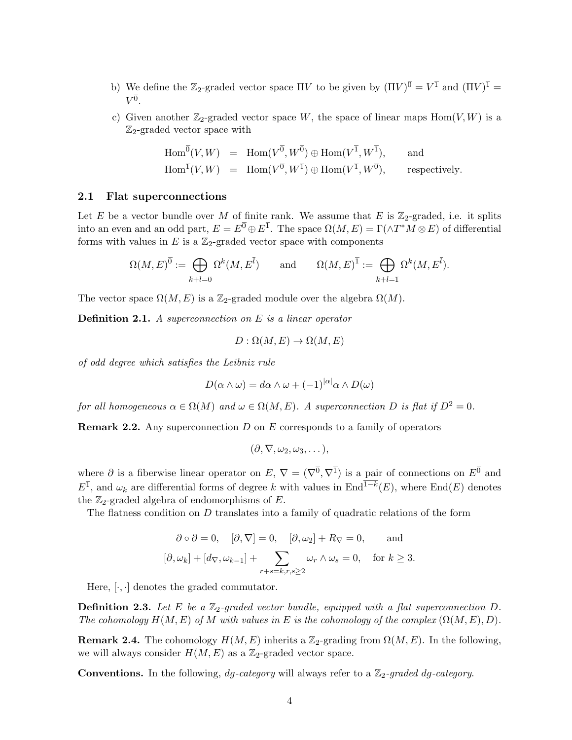b) We define the $\mathbb{Z}_2$-graded vector space $\Pi V$ to be given by $(\Pi V)^{\overline{0}} = V^{\overline{1}}$ and $(\Pi V)^{\overline{1}} = V^{\overline{0}}$.

c) Given another $\mathbb{Z}_2$-graded vector space $W$, the space of linear maps $\mathrm{Hom}(V, W)$ is a $\mathbb{Z}_2$-graded vector space with

$$
\begin{aligned}
\mathrm{Hom}^{\overline{0}}(V, W) &= \mathrm{Hom}(V^{\overline{0}}, W^{\overline{0}}) \oplus \mathrm{Hom}(V^{\overline{1}}, W^{\overline{1}}), \qquad \text{and} \\
\mathrm{Hom}^{\overline{1}}(V, W) &= \mathrm{Hom}(V^{\overline{0}}, W^{\overline{1}}) \oplus \mathrm{Hom}(V^{\overline{1}}, W^{\overline{0}}), \qquad \text{respectively.}
\end{aligned}
$$

### 2.1 Flat superconnections

Let $E$ be a vector bundle over $M$ of finite rank. We assume that $E$ is $\mathbb{Z}_2$-graded, i.e. it splits into an even and an odd part, $E = E^{\overline{0}} \oplus E^{\overline{1}}$. The space $\Omega(M, E) = \Gamma(\wedge T^*M \otimes E)$ of differential forms with values in $E$ is a $\mathbb{Z}_2$-graded vector space with components

$$
\Omega(M, E)^{\overline{0}} := \bigoplus_{\overline{k}+\overline{l}=\overline{0}} \Omega^k(M, E^{\overline{l}}) \qquad \text{and} \qquad \Omega(M, E)^{\overline{1}} := \bigoplus_{\overline{k}+\overline{l}=\overline{1}} \Omega^k(M, E^{\overline{l}}).
$$

The vector space $\Omega(M, E)$ is a $\mathbb{Z}_2$-graded module over the algebra $\Omega(M)$.

**Definition 2.1.** *A superconnection on $E$ is a linear operator*

$$
D : \Omega(M, E) \to \Omega(M, E)
$$

*of odd degree which satisfies the Leibniz rule*

$$
D(\alpha \wedge \omega) = d\alpha \wedge \omega + (-1)^{|\alpha|} \alpha \wedge D(\omega)
$$

*for all homogeneous $\alpha \in \Omega(M)$ and $\omega \in \Omega(M, E)$. A superconnection $D$ is flat if $D^2 = 0$.*

**Remark 2.2.** Any superconnection $D$ on $E$ corresponds to a family of operators

$$
(\partial, \nabla, \omega_2, \omega_3, \dots),
$$

where $\partial$ is a fiberwise linear operator on $E$, $\nabla = (\nabla^{\overline{0}}, \nabla^{\overline{1}})$ is a pair of connections on $E^{\overline{0}}$ and $E^{\overline{1}}$, and $\omega_k$ are differential forms of degree $k$ with values in $\mathrm{End}^{\overline{1-k}}(E)$, where $\mathrm{End}(E)$ denotes the $\mathbb{Z}_2$-graded algebra of endomorphisms of $E$.

The flatness condition on $D$ translates into a family of quadratic relations of the form

$$
\begin{aligned}
&\partial \circ \partial = 0, \quad [\partial, \nabla] = 0, \quad [\partial, \omega_2] + R_\nabla = 0, \qquad \text{and} \\
&[\partial, \omega_k] + [d_\nabla, \omega_{k-1}] + \sum_{r+s=k, r,s \geq 2} \omega_r \wedge \omega_s = 0, \quad \text{for } k \geq 3.
\end{aligned}
$$

Here, $[\cdot, \cdot]$ denotes the graded commutator.

**Definition 2.3.** *Let $E$ be a $\mathbb{Z}_2$-graded vector bundle, equipped with a flat superconnection $D$. The cohomology $H(M, E)$ of $M$ with values in $E$ is the cohomology of the complex $(\Omega(M, E), D)$.*

**Remark 2.4.** The cohomology $H(M, E)$ inherits a $\mathbb{Z}_2$-grading from $\Omega(M, E)$. In the following, we will always consider $H(M, E)$ as a $\mathbb{Z}_2$-graded vector space.

**Conventions.** In the following, *dg-category* will always refer to a *$\mathbb{Z}_2$-graded dg-category.*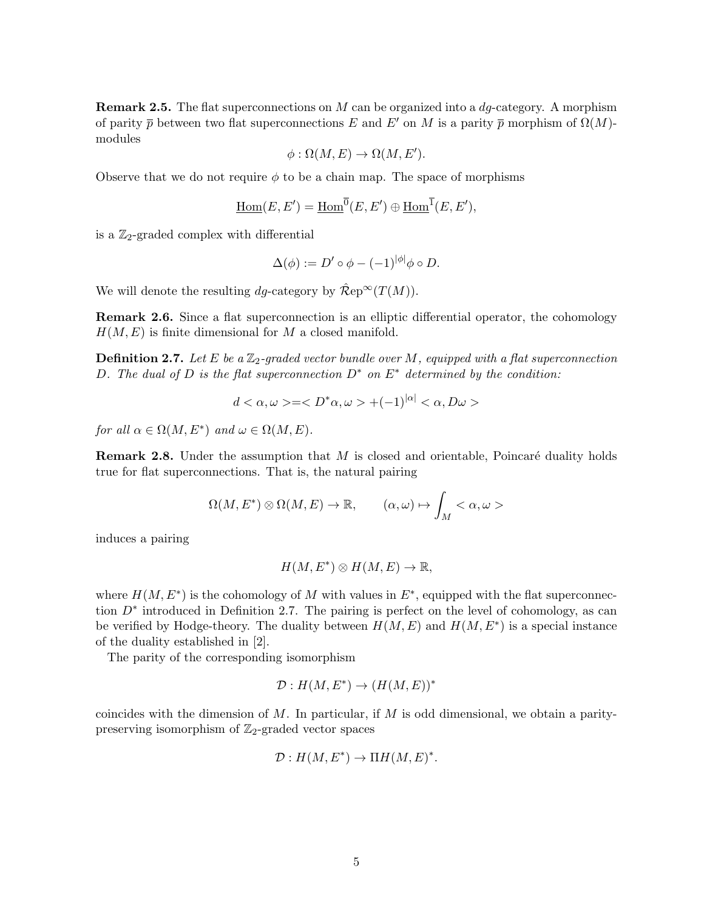**Remark 2.5.** The flat superconnections on $M$ can be organized into a *dg*-category. A morphism of parity $\overline{p}$ between two flat superconnections $E$ and $E'$ on $M$ is a parity $\overline{p}$ morphism of $\Omega(M)$-modules

$$\phi : \Omega(M,E) \to \Omega(M,E').$$

Observe that we do not require $\phi$ to be a chain map. The space of morphisms

$$\underline{\mathrm{Hom}}(E,E') = \underline{\mathrm{Hom}}^{\overline{0}}(E,E') \oplus \underline{\mathrm{Hom}}^{\overline{1}}(E,E'),$$

is a $\mathbb{Z}_2$-graded complex with differential

$$\Delta(\phi) := D' \circ \phi - (-1)^{|\phi|}\phi \circ D.$$

We will denote the resulting *dg*-category by $\hat{\mathcal{R}}\mathrm{ep}^{\infty}(T(M))$.

**Remark 2.6.** Since a flat superconnection is an elliptic differential operator, the cohomology $H(M,E)$ is finite dimensional for $M$ a closed manifold.

**Definition 2.7.** *Let $E$ be a $\mathbb{Z}_2$-graded vector bundle over $M$, equipped with a flat superconnection $D$. The dual of $D$ is the flat superconnection $D^*$ on $E^*$ determined by the condition:*

$$d < \alpha, \omega > = < D^*\alpha, \omega > + (-1)^{|\alpha|} < \alpha, D\omega >$$

*for all $\alpha \in \Omega(M,E^*)$ and $\omega \in \Omega(M,E)$.*

**Remark 2.8.** Under the assumption that $M$ is closed and orientable, Poincaré duality holds true for flat superconnections. That is, the natural pairing

$$\Omega(M,E^*) \otimes \Omega(M,E) \to \mathbb{R}, \qquad (\alpha,\omega) \mapsto \int_M < \alpha, \omega >$$

induces a pairing

$$H(M,E^*) \otimes H(M,E) \to \mathbb{R},$$

where $H(M,E^*)$ is the cohomology of $M$ with values in $E^*$, equipped with the flat superconnection $D^*$ introduced in Definition 2.7. The pairing is perfect on the level of cohomology, as can be verified by Hodge-theory. The duality between $H(M,E)$ and $H(M,E^*)$ is a special instance of the duality established in [2].

The parity of the corresponding isomorphism

$$\mathcal{D} : H(M,E^*) \to (H(M,E))^*$$

coincides with the dimension of $M$. In particular, if $M$ is odd dimensional, we obtain a parity-preserving isomorphism of $\mathbb{Z}_2$-graded vector spaces

$$\mathcal{D} : H(M,E^*) \to \Pi H(M,E)^*.$$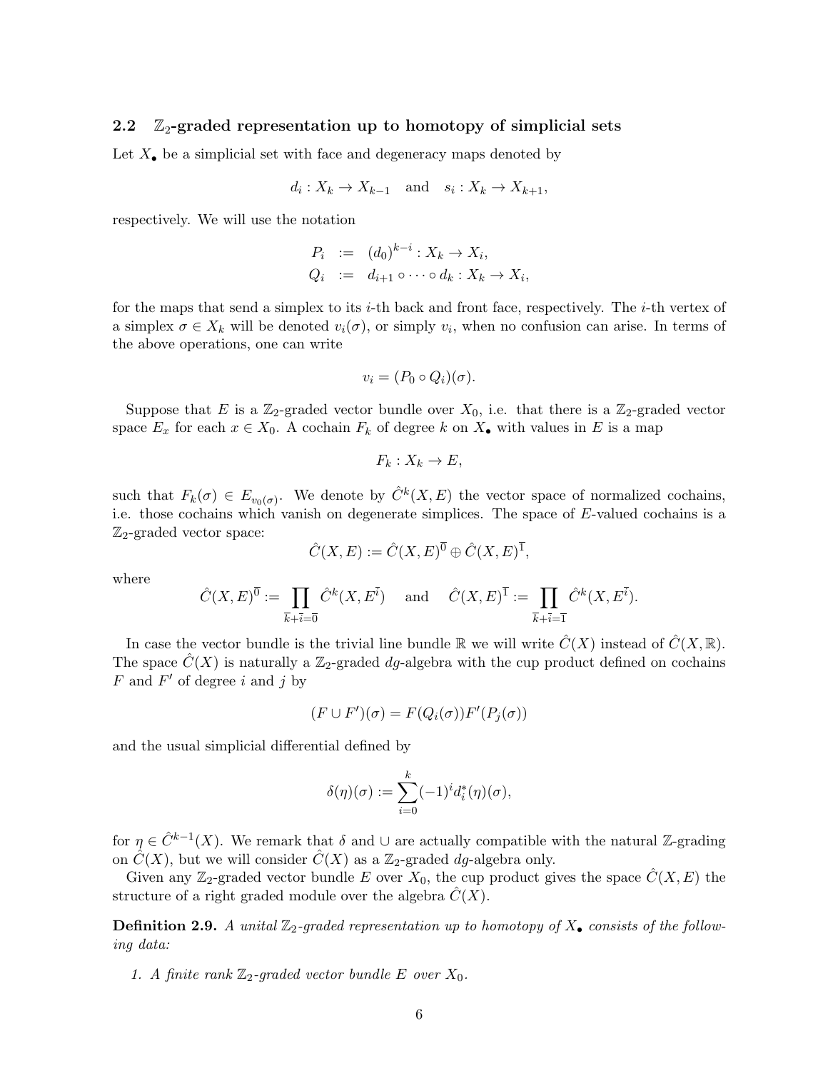### 2.2 $\mathbb{Z}_2$-graded representation up to homotopy of simplicial sets

Let $X_\bullet$ be a simplicial set with face and degeneracy maps denoted by

$$d_i : X_k \to X_{k-1} \quad \text{and} \quad s_i : X_k \to X_{k+1},$$

respectively. We will use the notation

$$\begin{aligned} P_i &:= (d_0)^{k-i} : X_k \to X_i, \\ Q_i &:= d_{i+1} \circ \cdots \circ d_k : X_k \to X_i, \end{aligned}$$

for the maps that send a simplex to its $i$-th back and front face, respectively. The $i$-th vertex of a simplex $\sigma \in X_k$ will be denoted $v_i(\sigma)$, or simply $v_i$, when no confusion can arise. In terms of the above operations, one can write

$$v_i = (P_0 \circ Q_i)(\sigma).$$

Suppose that $E$ is a $\mathbb{Z}_2$-graded vector bundle over $X_0$, i.e. that there is a $\mathbb{Z}_2$-graded vector space $E_x$ for each $x \in X_0$. A cochain $F_k$ of degree $k$ on $X_\bullet$ with values in $E$ is a map

$$F_k : X_k \to E,$$

such that $F_k(\sigma) \in E_{v_0(\sigma)}$. We denote by $\hat{C}^k(X, E)$ the vector space of normalized cochains, i.e. those cochains which vanish on degenerate simplices. The space of $E$-valued cochains is a $\mathbb{Z}_2$-graded vector space:

$$\hat{C}(X, E) := \hat{C}(X, E)^{\overline{0}} \oplus \hat{C}(X, E)^{\overline{1}},$$

where

$$\hat{C}(X, E)^{\overline{0}} := \prod_{\overline{k}+\overline{i}=\overline{0}} \hat{C}^k(X, E^{\overline{i}}) \quad \text{and} \quad \hat{C}(X, E)^{\overline{1}} := \prod_{\overline{k}+\overline{i}=\overline{1}} \hat{C}^k(X, E^{\overline{i}}).$$

In case the vector bundle is the trivial line bundle $\mathbb{R}$ we will write $\hat{C}(X)$ instead of $\hat{C}(X, \mathbb{R})$. The space $\hat{C}(X)$ is naturally a $\mathbb{Z}_2$-graded $dg$-algebra with the cup product defined on cochains $F$ and $F'$ of degree $i$ and $j$ by

$$(F \cup F')(\sigma) = F(Q_i(\sigma))F'(P_j(\sigma))$$

and the usual simplicial differential defined by

$$\delta(\eta)(\sigma) := \sum_{i=0}^{k} (-1)^i d_i^*(\eta)(\sigma),$$

for $\eta \in \hat{C}^{k-1}(X)$. We remark that $\delta$ and $\cup$ are actually compatible with the natural $\mathbb{Z}$-grading on $\hat{C}(X)$, but we will consider $\hat{C}(X)$ as a $\mathbb{Z}_2$-graded $dg$-algebra only.

Given any $\mathbb{Z}_2$-graded vector bundle $E$ over $X_0$, the cup product gives the space $\hat{C}(X, E)$ the structure of a right graded module over the algebra $\hat{C}(X)$.

**Definition 2.9.** *A unital $\mathbb{Z}_2$-graded representation up to homotopy of $X_\bullet$ consists of the following data:*

1. *A finite rank $\mathbb{Z}_2$-graded vector bundle $E$ over $X_0$.*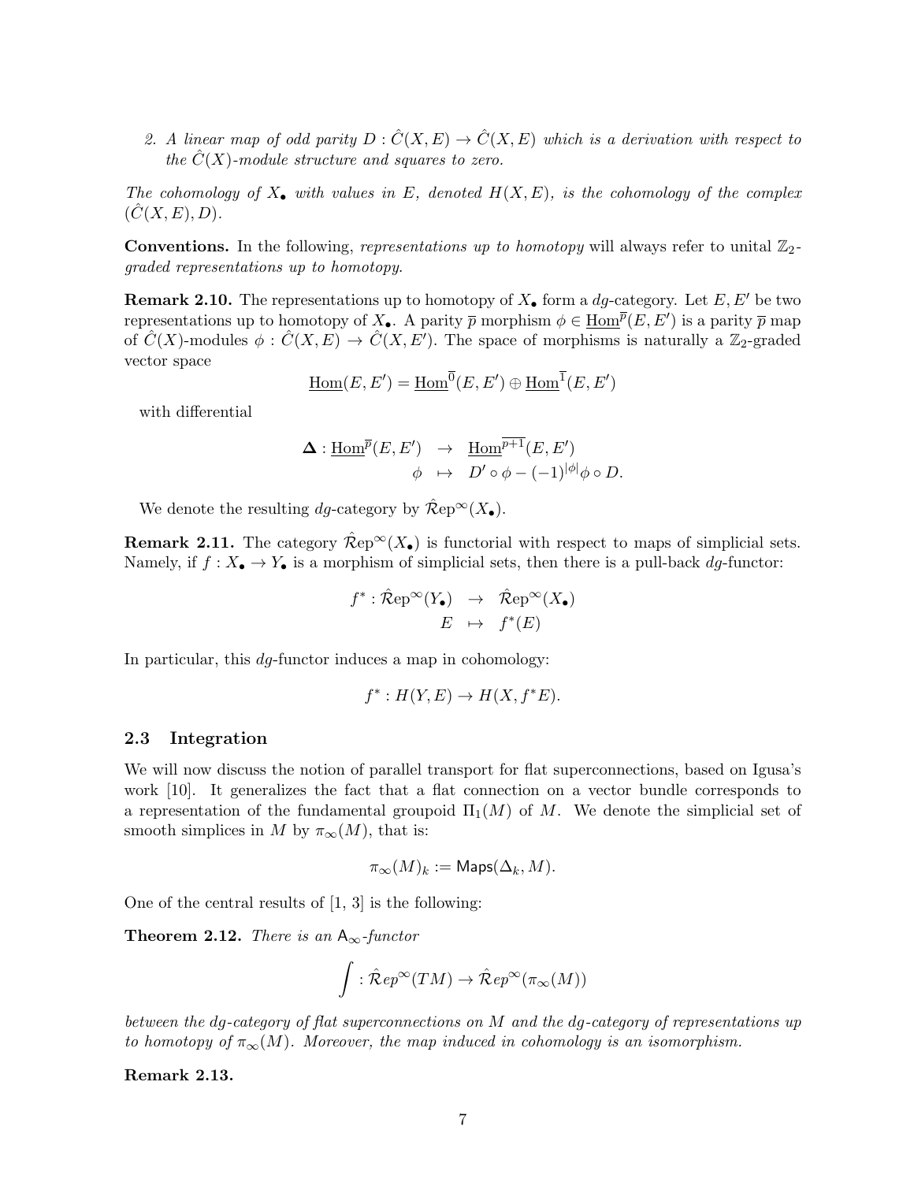2. *A linear map of odd parity $D : \hat{C}(X,E) \to \hat{C}(X,E)$ which is a derivation with respect to the $\hat{C}(X)$-module structure and squares to zero.*

*The cohomology of $X_\bullet$ with values in $E$, denoted $H(X,E)$, is the cohomology of the complex $(\hat{C}(X,E), D)$.*

**Conventions.** In the following, *representations up to homotopy* will always refer to unital $\mathbb{Z}_2$-*graded representations up to homotopy*.

**Remark 2.10.** The representations up to homotopy of $X_\bullet$ form a *dg*-category. Let $E, E'$ be two representations up to homotopy of $X_\bullet$. A parity $\overline{p}$ morphism $\phi \in \underline{\mathrm{Hom}}^{\overline{p}}(E,E')$ is a parity $\overline{p}$ map of $\hat{C}(X)$-modules $\phi : \hat{C}(X,E) \to \hat{C}(X,E')$. The space of morphisms is naturally a $\mathbb{Z}_2$-graded vector space

$$\underline{\mathrm{Hom}}(E,E') = \underline{\mathrm{Hom}}^{\overline{0}}(E,E') \oplus \underline{\mathrm{Hom}}^{\overline{1}}(E,E')$$

with differential

$$\begin{aligned} \boldsymbol{\Delta} : \underline{\mathrm{Hom}}^{\overline{p}}(E,E') &\to \underline{\mathrm{Hom}}^{\overline{p+1}}(E,E') \\ \phi &\mapsto D' \circ \phi - (-1)^{|\phi|} \phi \circ D. \end{aligned}$$

We denote the resulting *dg*-category by $\hat{\mathcal{R}}\mathrm{ep}^\infty(X_\bullet)$.

**Remark 2.11.** The category $\hat{\mathcal{R}}\mathrm{ep}^\infty(X_\bullet)$ is functorial with respect to maps of simplicial sets. Namely, if $f : X_\bullet \to Y_\bullet$ is a morphism of simplicial sets, then there is a pull-back *dg*-functor:

$$\begin{aligned} f^* : \hat{\mathcal{R}}\mathrm{ep}^\infty(Y_\bullet) &\to \hat{\mathcal{R}}\mathrm{ep}^\infty(X_\bullet) \\ E &\mapsto f^*(E) \end{aligned}$$

In particular, this *dg*-functor induces a map in cohomology:

$$f^* : H(Y,E) \to H(X, f^*E).$$

### 2.3 Integration

We will now discuss the notion of parallel transport for flat superconnections, based on Igusa's work [10]. It generalizes the fact that a flat connection on a vector bundle corresponds to a representation of the fundamental groupoid $\Pi_1(M)$ of $M$. We denote the simplicial set of smooth simplices in $M$ by $\pi_\infty(M)$, that is:

$$\pi_\infty(M)_k := \mathsf{Maps}(\Delta_k, M).$$

One of the central results of [1, 3] is the following:

**Theorem 2.12.** *There is an* $\mathsf{A}_\infty$*-functor*

$$\int : \hat{\mathcal{R}}ep^\infty(TM) \to \hat{\mathcal{R}}ep^\infty(\pi_\infty(M))$$

*between the dg-category of flat superconnections on $M$ and the dg-category of representations up to homotopy of $\pi_\infty(M)$. Moreover, the map induced in cohomology is an isomorphism.*

**Remark 2.13.**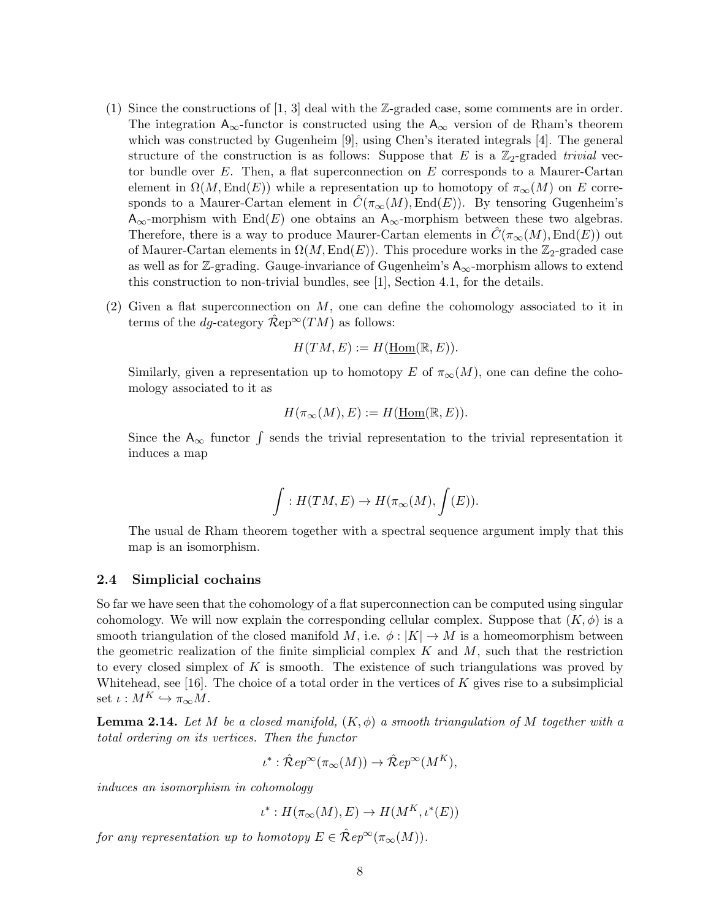(1) Since the constructions of [1, 3] deal with the $\mathbb{Z}$-graded case, some comments are in order. The integration $\mathsf{A}_\infty$-functor is constructed using the $\mathsf{A}_\infty$ version of de Rham's theorem which was constructed by Gugenheim [9], using Chen's iterated integrals [4]. The general structure of the construction is as follows: Suppose that $E$ is a $\mathbb{Z}_2$-graded *trivial* vector bundle over $E$. Then, a flat superconnection on $E$ corresponds to a Maurer-Cartan element in $\Omega(M, \mathrm{End}(E))$ while a representation up to homotopy of $\pi_\infty(M)$ on $E$ corresponds to a Maurer-Cartan element in $\hat{C}(\pi_\infty(M), \mathrm{End}(E))$. By tensoring Gugenheim's $\mathsf{A}_\infty$-morphism with $\mathrm{End}(E)$ one obtains an $\mathsf{A}_\infty$-morphism between these two algebras. Therefore, there is a way to produce Maurer-Cartan elements in $\hat{C}(\pi_\infty(M), \mathrm{End}(E))$ out of Maurer-Cartan elements in $\Omega(M, \mathrm{End}(E))$. This procedure works in the $\mathbb{Z}_2$-graded case as well as for $\mathbb{Z}$-grading. Gauge-invariance of Gugenheim's $\mathsf{A}_\infty$-morphism allows to extend this construction to non-trivial bundles, see [1], Section 4.1, for the details.

(2) Given a flat superconnection on $M$, one can define the cohomology associated to it in terms of the *dg*-category $\hat{\mathcal{R}}\mathrm{ep}^\infty(TM)$ as follows:

$$H(TM, E) := H(\underline{\mathrm{Hom}}(\mathbb{R}, E)).$$

Similarly, given a representation up to homotopy $E$ of $\pi_\infty(M)$, one can define the cohomology associated to it as

$$H(\pi_\infty(M), E) := H(\underline{\mathrm{Hom}}(\mathbb{R}, E)).$$

Since the $\mathsf{A}_\infty$ functor $\int$ sends the trivial representation to the trivial representation it induces a map

$$\int : H(TM, E) \to H(\pi_\infty(M), \int(E)).$$

The usual de Rham theorem together with a spectral sequence argument imply that this map is an isomorphism.

### 2.4 Simplicial cochains

So far we have seen that the cohomology of a flat superconnection can be computed using singular cohomology. We will now explain the corresponding cellular complex. Suppose that $(K, \phi)$ is a smooth triangulation of the closed manifold $M$, i.e. $\phi : |K| \to M$ is a homeomorphism between the geometric realization of the finite simplicial complex $K$ and $M$, such that the restriction to every closed simplex of $K$ is smooth. The existence of such triangulations was proved by Whitehead, see [16]. The choice of a total order in the vertices of $K$ gives rise to a subsimplicial set $\iota : M^K \hookrightarrow \pi_\infty M$.

**Lemma 2.14.** *Let $M$ be a closed manifold, $(K, \phi)$ a smooth triangulation of $M$ together with a total ordering on its vertices. Then the functor*

$$\iota^* : \hat{\mathcal{R}}ep^\infty(\pi_\infty(M)) \to \hat{\mathcal{R}}ep^\infty(M^K),$$

*induces an isomorphism in cohomology*

$$\iota^* : H(\pi_\infty(M), E) \to H(M^K, \iota^*(E))$$

*for any representation up to homotopy $E \in \hat{\mathcal{R}}ep^\infty(\pi_\infty(M))$.*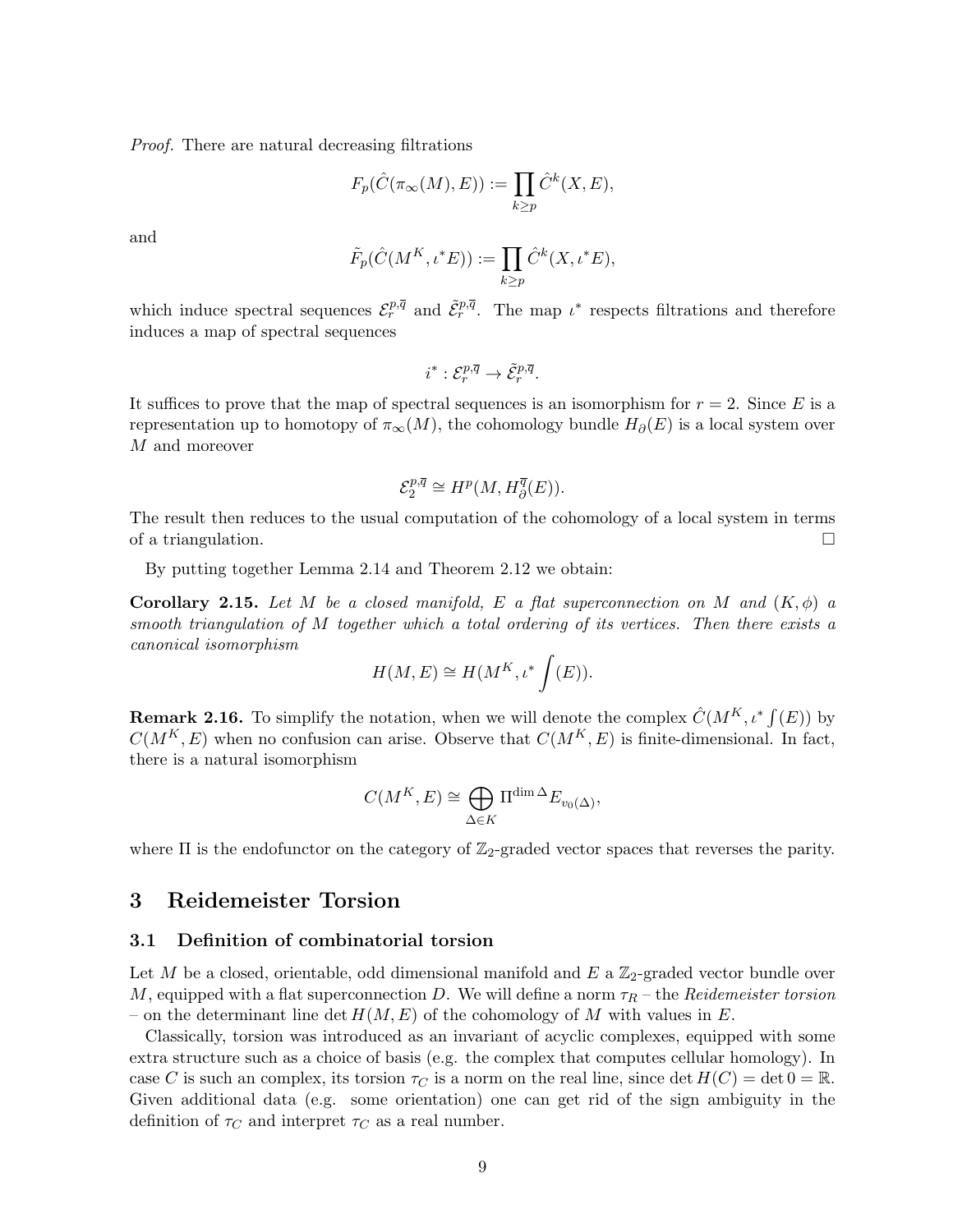*Proof.* There are natural decreasing filtrations

$$F_p(\hat{C}(\pi_\infty(M), E)) := \prod_{k \geq p} \hat{C}^k(X, E),$$

and

$$\tilde{F}_p(\hat{C}(M^K, \iota^* E)) := \prod_{k \geq p} \hat{C}^k(X, \iota^* E),$$

which induce spectral sequences $\mathcal{E}_r^{p,\overline{q}}$ and $\tilde{\mathcal{E}}_r^{p,\overline{q}}$. The map $\iota^*$ respects filtrations and therefore induces a map of spectral sequences

$$i^* : \mathcal{E}_r^{p,\overline{q}} \to \tilde{\mathcal{E}}_r^{p,\overline{q}}.$$

It suffices to prove that the map of spectral sequences is an isomorphism for $r = 2$. Since $E$ is a representation up to homotopy of $\pi_\infty(M)$, the cohomology bundle $H_\partial(E)$ is a local system over $M$ and moreover

$$\mathcal{E}_2^{p,\overline{q}} \cong H^p(M, H_\partial^{\overline{q}}(E)).$$

The result then reduces to the usual computation of the cohomology of a local system in terms of a triangulation. $\square$

By putting together Lemma 2.14 and Theorem 2.12 we obtain:

**Corollary 2.15.** *Let $M$ be a closed manifold, $E$ a flat superconnection on $M$ and $(K, \phi)$ a smooth triangulation of $M$ together which a total ordering of its vertices. Then there exists a canonical isomorphism*

$$H(M, E) \cong H(M^K, \iota^* \int(E)).$$

**Remark 2.16.** To simplify the notation, when we will denote the complex $\hat{C}(M^K, \iota^* \int(E))$ by $C(M^K, E)$ when no confusion can arise. Observe that $C(M^K, E)$ is finite-dimensional. In fact, there is a natural isomorphism

$$C(M^K, E) \cong \bigoplus_{\Delta \in K} \Pi^{\dim \Delta} E_{v_0(\Delta)},$$

where $\Pi$ is the endofunctor on the category of $\mathbb{Z}_2$-graded vector spaces that reverses the parity.

# 3 Reidemeister Torsion

## 3.1 Definition of combinatorial torsion

Let $M$ be a closed, orientable, odd dimensional manifold and $E$ a $\mathbb{Z}_2$-graded vector bundle over $M$, equipped with a flat superconnection $D$. We will define a norm $\tau_R$ – the *Reidemeister torsion* – on the determinant line $\det H(M, E)$ of the cohomology of $M$ with values in $E$.

Classically, torsion was introduced as an invariant of acyclic complexes, equipped with some extra structure such as a choice of basis (e.g. the complex that computes cellular homology). In case $C$ is such an complex, its torsion $\tau_C$ is a norm on the real line, since $\det H(C) = \det 0 = \mathbb{R}$. Given additional data (e.g. some orientation) one can get rid of the sign ambiguity in the definition of $\tau_C$ and interpret $\tau_C$ as a real number.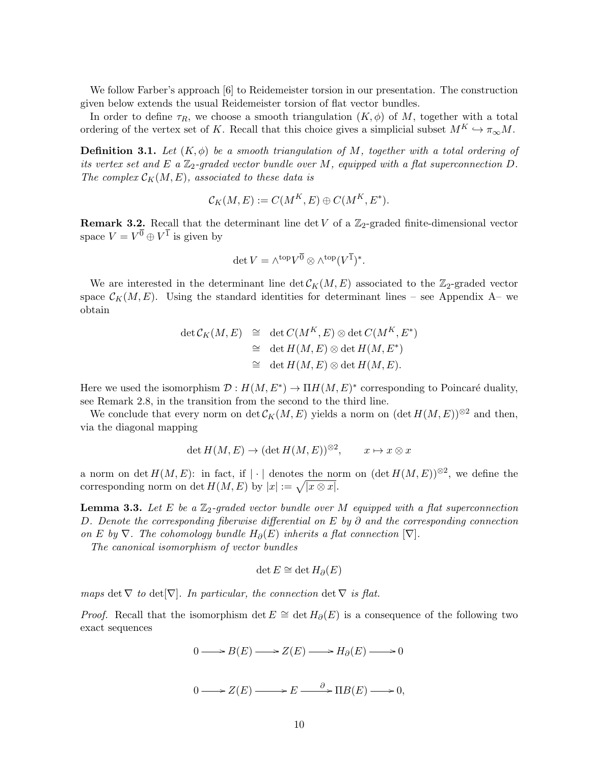We follow Farber's approach [6] to Reidemeister torsion in our presentation. The construction given below extends the usual Reidemeister torsion of flat vector bundles.

In order to define $\tau_R$, we choose a smooth triangulation $(K, \phi)$ of $M$, together with a total ordering of the vertex set of $K$. Recall that this choice gives a simplicial subset $M^K \hookrightarrow \pi_\infty M$.

**Definition 3.1.** *Let $(K, \phi)$ be a smooth triangulation of $M$, together with a total ordering of its vertex set and $E$ a $\mathbb{Z}_2$-graded vector bundle over $M$, equipped with a flat superconnection $D$. The complex $\mathcal{C}_K(M, E)$, associated to these data is*

$$\mathcal{C}_K(M, E) := C(M^K, E) \oplus C(M^K, E^*).$$

**Remark 3.2.** Recall that the determinant line $\det V$ of a $\mathbb{Z}_2$-graded finite-dimensional vector space $V = V^{\overline{0}} \oplus V^{\overline{1}}$ is given by

$$\det V = \wedge^{\text{top}} V^{\overline{0}} \otimes \wedge^{\text{top}} (V^{\overline{1}})^*.$$

We are interested in the determinant line $\det \mathcal{C}_K(M, E)$ associated to the $\mathbb{Z}_2$-graded vector space $\mathcal{C}_K(M, E)$. Using the standard identities for determinant lines – see Appendix A– we obtain

$$\begin{aligned}
\det \mathcal{C}_K(M, E) &\cong \det C(M^K, E) \otimes \det C(M^K, E^*) \\
&\cong \det H(M, E) \otimes \det H(M, E^*) \\
&\cong \det H(M, E) \otimes \det H(M, E).
\end{aligned}$$

Here we used the isomorphism $\mathcal{D} : H(M, E^*) \to \Pi H(M, E)^*$ corresponding to Poincaré duality, see Remark 2.8, in the transition from the second to the third line.

We conclude that every norm on $\det \mathcal{C}_K(M, E)$ yields a norm on $(\det H(M, E))^{\otimes 2}$ and then, via the diagonal mapping

$$\det H(M, E) \to (\det H(M, E))^{\otimes 2}, \qquad x \mapsto x \otimes x$$

a norm on $\det H(M, E)$: in fact, if $|\cdot|$ denotes the norm on $(\det H(M, E))^{\otimes 2}$, we define the corresponding norm on $\det H(M, E)$ by $|x| := \sqrt{|x \otimes x|}$.

**Lemma 3.3.** *Let $E$ be a $\mathbb{Z}_2$-graded vector bundle over $M$ equipped with a flat superconnection $D$. Denote the corresponding fiberwise differential on $E$ by $\partial$ and the corresponding connection on $E$ by $\nabla$. The cohomology bundle $H_\partial(E)$ inherits a flat connection $[\nabla]$.*

*The canonical isomorphism of vector bundles*

$$\det E \cong \det H_\partial(E)$$

*maps $\det \nabla$ to $\det[\nabla]$. In particular, the connection $\det \nabla$ is flat.*

*Proof.* Recall that the isomorphism $\det E \cong \det H_\partial(E)$ is a consequence of the following two exact sequences

$$0 \longrightarrow B(E) \longrightarrow Z(E) \longrightarrow H_\partial(E) \longrightarrow 0$$

$$0 \longrightarrow Z(E) \longrightarrow E \xrightarrow{\ \partial\ } \Pi B(E) \longrightarrow 0,$$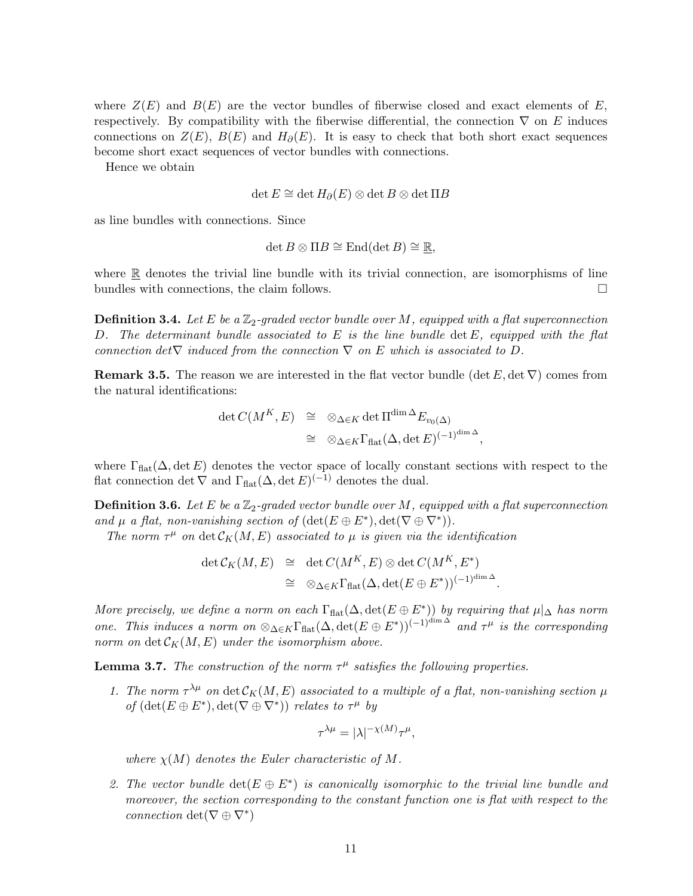where $Z(E)$ and $B(E)$ are the vector bundles of fiberwise closed and exact elements of $E$, respectively. By compatibility with the fiberwise differential, the connection $\nabla$ on $E$ induces connections on $Z(E)$, $B(E)$ and $H_\partial(E)$. It is easy to check that both short exact sequences become short exact sequences of vector bundles with connections.

Hence we obtain

$$\det E \cong \det H_\partial(E) \otimes \det B \otimes \det \Pi B$$

as line bundles with connections. Since

$$\det B \otimes \Pi B \cong \operatorname{End}(\det B) \cong \underline{\mathbb{R}},$$

where $\underline{\mathbb{R}}$ denotes the trivial line bundle with its trivial connection, are isomorphisms of line bundles with connections, the claim follows. $\square$

**Definition 3.4.** *Let $E$ be a $\mathbb{Z}_2$-graded vector bundle over $M$, equipped with a flat superconnection $D$. The determinant bundle associated to $E$ is the line bundle $\det E$, equipped with the flat connection $\det\nabla$ induced from the connection $\nabla$ on $E$ which is associated to $D$.*

**Remark 3.5.** The reason we are interested in the flat vector bundle $(\det E, \det \nabla)$ comes from the natural identifications:

$$\begin{aligned} \det C(M^K, E) &\cong \otimes_{\Delta \in K} \det \Pi^{\dim \Delta} E_{v_0(\Delta)} \\ &\cong \otimes_{\Delta \in K} \Gamma_{\text{flat}}(\Delta, \det E)^{(-1)^{\dim \Delta}}, \end{aligned}$$

where $\Gamma_{\text{flat}}(\Delta, \det E)$ denotes the vector space of locally constant sections with respect to the flat connection $\det \nabla$ and $\Gamma_{\text{flat}}(\Delta, \det E)^{(-1)}$ denotes the dual.

**Definition 3.6.** *Let $E$ be a $\mathbb{Z}_2$-graded vector bundle over $M$, equipped with a flat superconnection and $\mu$ a flat, non-vanishing section of $(\det(E \oplus E^*), \det(\nabla \oplus \nabla^*))$.*

*The norm $\tau^\mu$ on $\det \mathcal{C}_K(M, E)$ associated to $\mu$ is given via the identification*

$$\begin{aligned} \det \mathcal{C}_K(M, E) &\cong \det C(M^K, E) \otimes \det C(M^K, E^*) \\ &\cong \otimes_{\Delta \in K} \Gamma_{\text{flat}}(\Delta, \det(E \oplus E^*))^{(-1)^{\dim \Delta}}. \end{aligned}$$

*More precisely, we define a norm on each $\Gamma_{\text{flat}}(\Delta, \det(E \oplus E^*))$ by requiring that $\mu|_\Delta$ has norm one. This induces a norm on $\otimes_{\Delta \in K} \Gamma_{\text{flat}}(\Delta, \det(E \oplus E^*))^{(-1)^{\dim \Delta}}$ and $\tau^\mu$ is the corresponding norm on $\det \mathcal{C}_K(M, E)$ under the isomorphism above.*

**Lemma 3.7.** *The construction of the norm $\tau^\mu$ satisfies the following properties.*

1. *The norm $\tau^{\lambda\mu}$ on $\det \mathcal{C}_K(M, E)$ associated to a multiple of a flat, non-vanishing section $\mu$ of $(\det(E \oplus E^*), \det(\nabla \oplus \nabla^*))$ relates to $\tau^\mu$ by*

$$\tau^{\lambda\mu} = |\lambda|^{-\chi(M)} \tau^\mu,$$

   *where $\chi(M)$ denotes the Euler characteristic of $M$.*

2. *The vector bundle $\det(E \oplus E^*)$ is canonically isomorphic to the trivial line bundle and moreover, the section corresponding to the constant function one is flat with respect to the connection $\det(\nabla \oplus \nabla^*)$*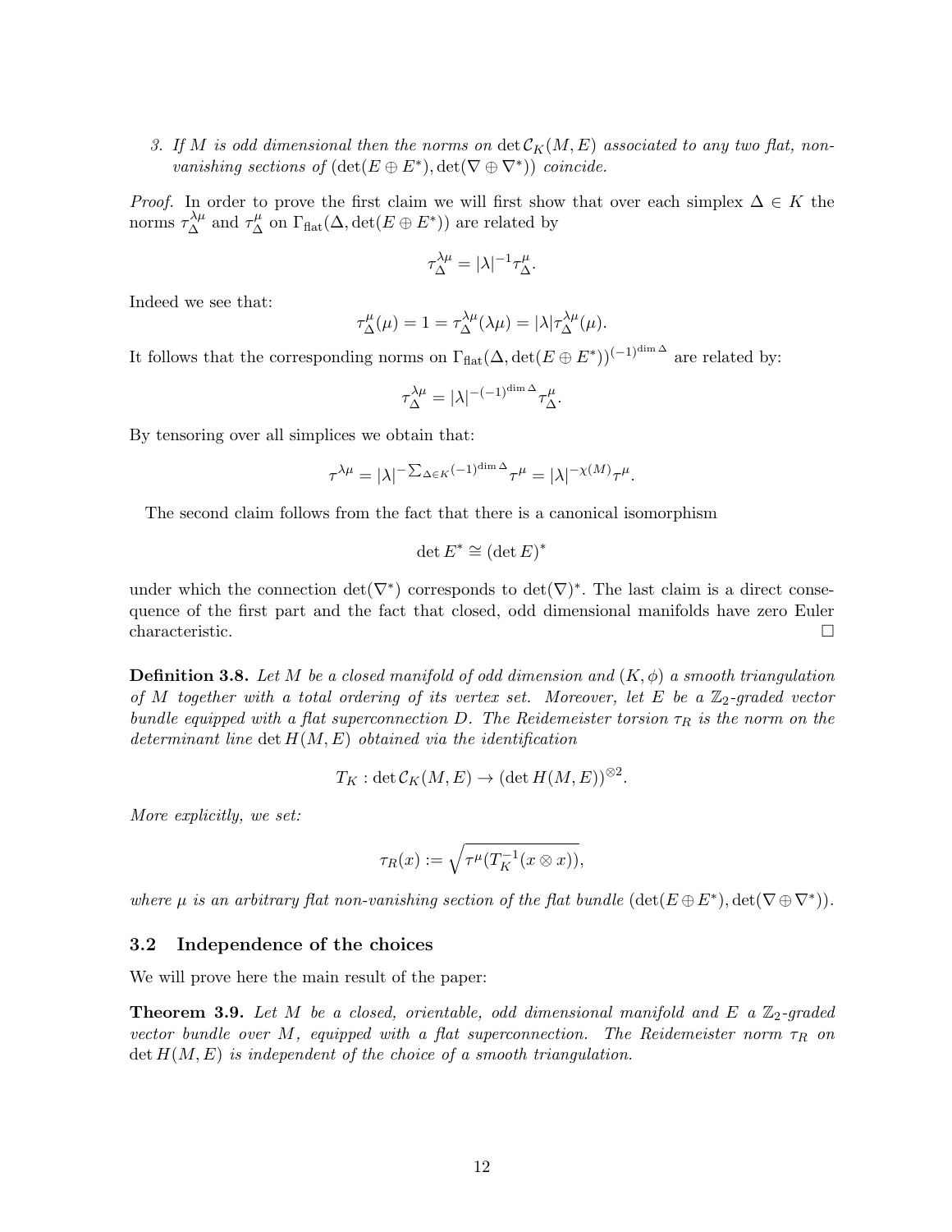3. *If $M$ is odd dimensional then the norms on $\det \mathcal{C}_K(M,E)$ associated to any two flat, non-vanishing sections of $(\det(E \oplus E^*), \det(\nabla \oplus \nabla^*))$ coincide.*

*Proof.* In order to prove the first claim we will first show that over each simplex $\Delta \in K$ the norms $\tau_\Delta^{\lambda\mu}$ and $\tau_\Delta^{\mu}$ on $\Gamma_{\text{flat}}(\Delta, \det(E \oplus E^*))$ are related by

$$\tau_\Delta^{\lambda\mu} = |\lambda|^{-1}\tau_\Delta^{\mu}.$$

Indeed we see that:

$$\tau_\Delta^{\mu}(\mu) = 1 = \tau_\Delta^{\lambda\mu}(\lambda\mu) = |\lambda|\tau_\Delta^{\lambda\mu}(\mu).$$

It follows that the corresponding norms on $\Gamma_{\text{flat}}(\Delta, \det(E \oplus E^*))^{(-1)^{\dim \Delta}}$ are related by:

$$\tau_\Delta^{\lambda\mu} = |\lambda|^{-(-1)^{\dim \Delta}}\tau_\Delta^{\mu}.$$

By tensoring over all simplices we obtain that:

$$\tau^{\lambda\mu} = |\lambda|^{-\sum_{\Delta \in K}(-1)^{\dim \Delta}}\tau^{\mu} = |\lambda|^{-\chi(M)}\tau^{\mu}.$$

The second claim follows from the fact that there is a canonical isomorphism

$$\det E^* \cong (\det E)^*$$

under which the connection $\det(\nabla^*)$ corresponds to $\det(\nabla)^*$. The last claim is a direct consequence of the first part and the fact that closed, odd dimensional manifolds have zero Euler characteristic. □

**Definition 3.8.** *Let $M$ be a closed manifold of odd dimension and $(K, \phi)$ a smooth triangulation of $M$ together with a total ordering of its vertex set. Moreover, let $E$ be a $\mathbb{Z}_2$-graded vector bundle equipped with a flat superconnection $D$. The Reidemeister torsion $\tau_R$ is the norm on the determinant line $\det H(M,E)$ obtained via the identification*

$$T_K : \det \mathcal{C}_K(M,E) \to (\det H(M,E))^{\otimes 2}.$$

*More explicitly, we set:*

$$\tau_R(x) := \sqrt{\tau^{\mu}(T_K^{-1}(x \otimes x))},$$

*where $\mu$ is an arbitrary flat non-vanishing section of the flat bundle $(\det(E \oplus E^*), \det(\nabla \oplus \nabla^*))$.*

### 3.2 Independence of the choices

We will prove here the main result of the paper:

**Theorem 3.9.** *Let $M$ be a closed, orientable, odd dimensional manifold and $E$ a $\mathbb{Z}_2$-graded vector bundle over $M$, equipped with a flat superconnection. The Reidemeister norm $\tau_R$ on $\det H(M,E)$ is independent of the choice of a smooth triangulation.*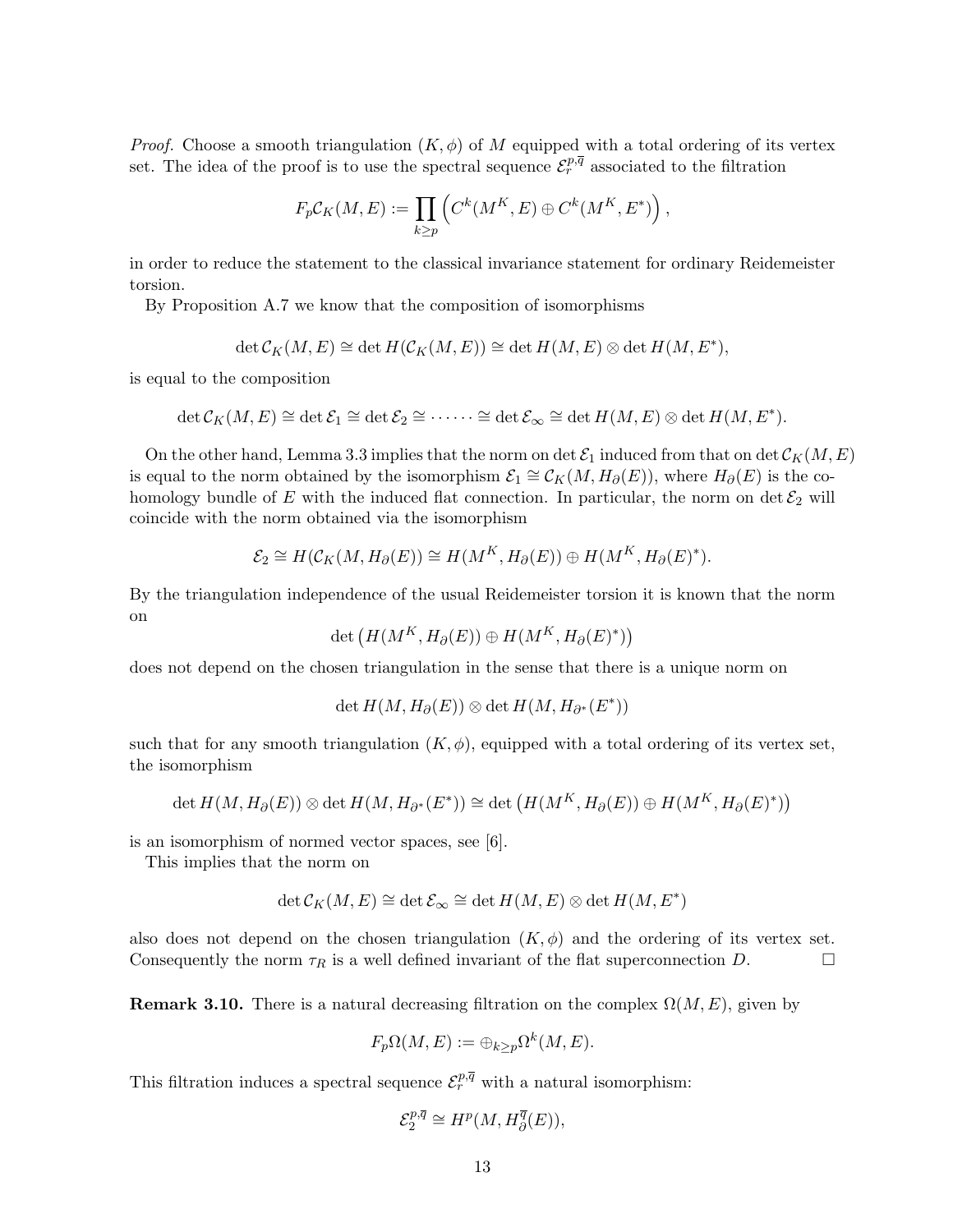*Proof.* Choose a smooth triangulation $(K, \phi)$ of $M$ equipped with a total ordering of its vertex set. The idea of the proof is to use the spectral sequence $\mathcal{E}_r^{p,\overline{q}}$ associated to the filtration

$$F_p\mathcal{C}_K(M,E) := \prod_{k\geq p}\left(C^k(M^K,E)\oplus C^k(M^K,E^*)\right),$$

in order to reduce the statement to the classical invariance statement for ordinary Reidemeister torsion.

By Proposition A.7 we know that the composition of isomorphisms

$$\det\mathcal{C}_K(M,E)\cong\det H(\mathcal{C}_K(M,E))\cong\det H(M,E)\otimes\det H(M,E^*),$$

is equal to the composition

$$\det\mathcal{C}_K(M,E)\cong\det\mathcal{E}_1\cong\det\mathcal{E}_2\cong\cdots\cdots\cong\det\mathcal{E}_\infty\cong\det H(M,E)\otimes\det H(M,E^*).$$

On the other hand, Lemma 3.3 implies that the norm on $\det\mathcal{E}_1$ induced from that on $\det\mathcal{C}_K(M,E)$ is equal to the norm obtained by the isomorphism $\mathcal{E}_1\cong\mathcal{C}_K(M,H_\partial(E))$, where $H_\partial(E)$ is the cohomology bundle of $E$ with the induced flat connection. In particular, the norm on $\det\mathcal{E}_2$ will coincide with the norm obtained via the isomorphism

$$\mathcal{E}_2\cong H(\mathcal{C}_K(M,H_\partial(E))\cong H(M^K,H_\partial(E))\oplus H(M^K,H_\partial(E)^*).$$

By the triangulation independence of the usual Reidemeister torsion it is known that the norm on

$$\det\left(H(M^K,H_\partial(E))\oplus H(M^K,H_\partial(E)^*)\right)$$

does not depend on the chosen triangulation in the sense that there is a unique norm on

$$\det H(M,H_\partial(E))\otimes\det H(M,H_{\partial^*}(E^*))$$

such that for any smooth triangulation $(K,\phi)$, equipped with a total ordering of its vertex set, the isomorphism

$$\det H(M,H_\partial(E))\otimes\det H(M,H_{\partial^*}(E^*))\cong\det\left(H(M^K,H_\partial(E))\oplus H(M^K,H_\partial(E)^*)\right)$$

is an isomorphism of normed vector spaces, see [6].

This implies that the norm on

$$\det\mathcal{C}_K(M,E)\cong\det\mathcal{E}_\infty\cong\det H(M,E)\otimes\det H(M,E^*)$$

also does not depend on the chosen triangulation $(K,\phi)$ and the ordering of its vertex set. Consequently the norm $\tau_R$ is a well defined invariant of the flat superconnection $D$. □

**Remark 3.10.** There is a natural decreasing filtration on the complex $\Omega(M,E)$, given by

$$F_p\Omega(M,E) := \oplus_{k\geq p}\Omega^k(M,E).$$

This filtration induces a spectral sequence $\mathcal{E}_r^{p,\overline{q}}$ with a natural isomorphism:

$$\mathcal{E}_2^{p,\overline{q}}\cong H^p(M,H_\partial^{\overline{q}}(E)),$$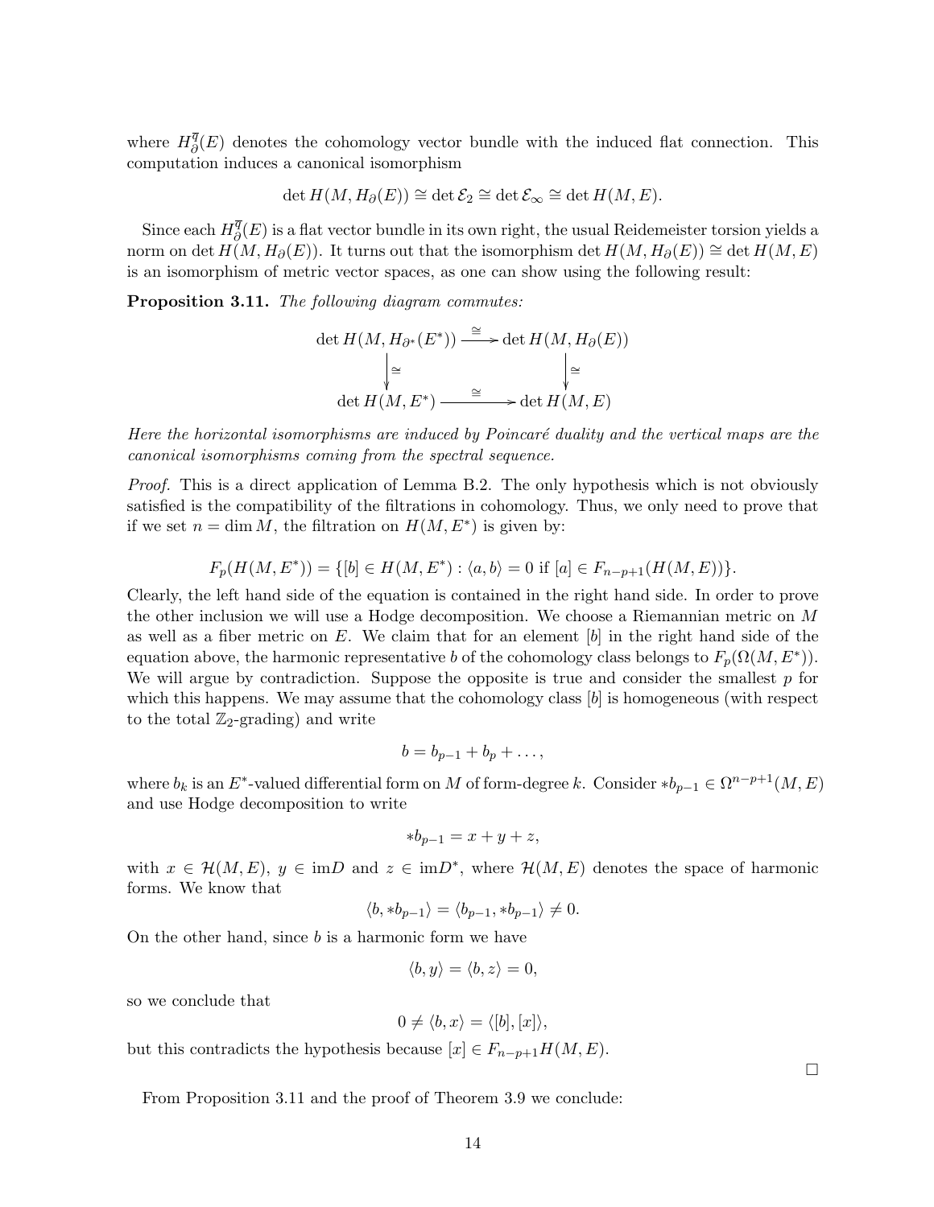where $H^{\overline{q}}_{\partial}(E)$ denotes the cohomology vector bundle with the induced flat connection. This computation induces a canonical isomorphism

$$\det H(M, H_\partial(E)) \cong \det \mathcal{E}_2 \cong \det \mathcal{E}_\infty \cong \det H(M, E).$$

Since each $H^{\overline{q}}_{\partial}(E)$ is a flat vector bundle in its own right, the usual Reidemeister torsion yields a norm on $\det H(M, H_\partial(E))$. It turns out that the isomorphism $\det H(M, H_\partial(E)) \cong \det H(M, E)$ is an isomorphism of metric vector spaces, as one can show using the following result:

**Proposition 3.11.** *The following diagram commutes:*

$$\begin{array}{ccc}
\det H(M, H_{\partial^*}(E^*)) & \xrightarrow{\cong} & \det H(M, H_\partial(E)) \\
\Big\downarrow \cong & & \Big\downarrow \cong \\
\det H(M, E^*) & \xrightarrow{\cong} & \det H(M, E)
\end{array}$$

*Here the horizontal isomorphisms are induced by Poincaré duality and the vertical maps are the canonical isomorphisms coming from the spectral sequence.*

*Proof.* This is a direct application of Lemma B.2. The only hypothesis which is not obviously satisfied is the compatibility of the filtrations in cohomology. Thus, we only need to prove that if we set $n = \dim M$, the filtration on $H(M, E^*)$ is given by:

$$F_p(H(M, E^*)) = \{[b] \in H(M, E^*) : \langle a, b\rangle = 0 \text{ if } [a] \in F_{n-p+1}(H(M, E))\}.$$

Clearly, the left hand side of the equation is contained in the right hand side. In order to prove the other inclusion we will use a Hodge decomposition. We choose a Riemannian metric on $M$ as well as a fiber metric on $E$. We claim that for an element $[b]$ in the right hand side of the equation above, the harmonic representative $b$ of the cohomology class belongs to $F_p(\Omega(M, E^*))$. We will argue by contradiction. Suppose the opposite is true and consider the smallest $p$ for which this happens. We may assume that the cohomology class $[b]$ is homogeneous (with respect to the total $\mathbb{Z}_2$-grading) and write

$$b = b_{p-1} + b_p + \dots,$$

where $b_k$ is an $E^*$-valued differential form on $M$ of form-degree $k$. Consider $*b_{p-1} \in \Omega^{n-p+1}(M, E)$ and use Hodge decomposition to write

$$*b_{p-1} = x + y + z,$$

with $x \in \mathcal{H}(M, E)$, $y \in \operatorname{im} D$ and $z \in \operatorname{im} D^*$, where $\mathcal{H}(M, E)$ denotes the space of harmonic forms. We know that

$$\langle b, *b_{p-1}\rangle = \langle b_{p-1}, *b_{p-1}\rangle \neq 0.$$

On the other hand, since $b$ is a harmonic form we have

$$\langle b, y\rangle = \langle b, z\rangle = 0,$$

so we conclude that

$$0 \neq \langle b, x\rangle = \langle [b], [x]\rangle,$$

but this contradicts the hypothesis because $[x] \in F_{n-p+1}H(M, E)$.

$\square$

From Proposition 3.11 and the proof of Theorem 3.9 we conclude: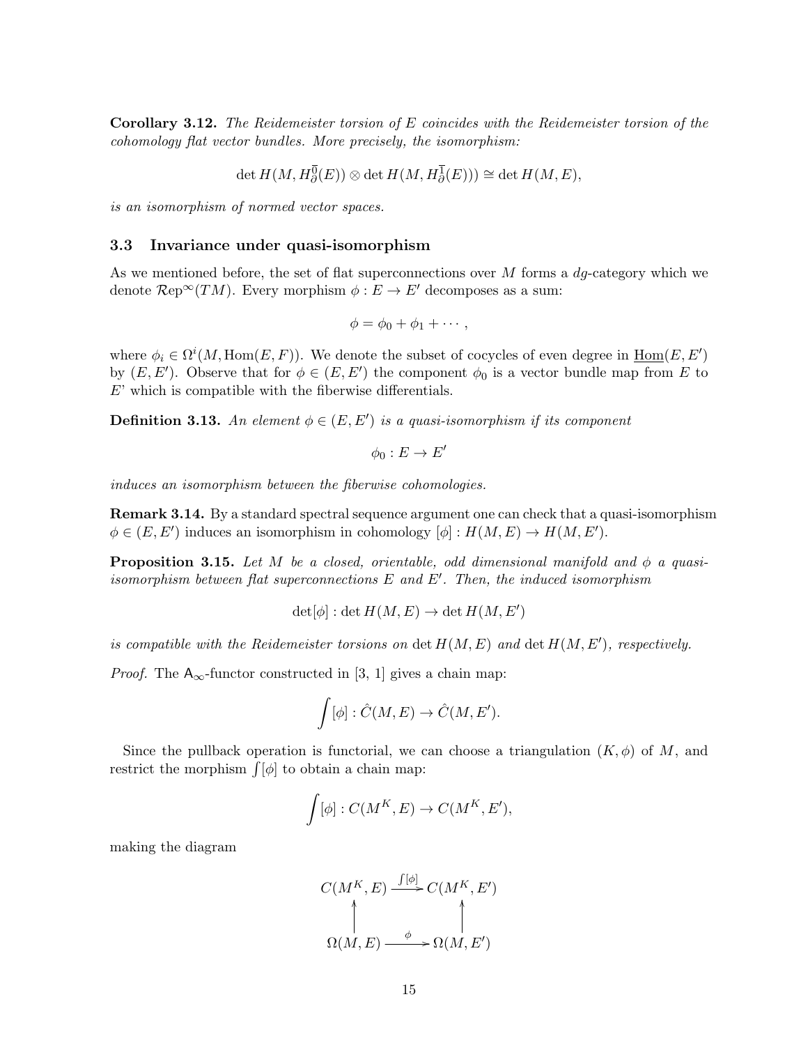**Corollary 3.12.** *The Reidemeister torsion of $E$ coincides with the Reidemeister torsion of the cohomology flat vector bundles. More precisely, the isomorphism:*

$$\det H(M, H_\partial^{\overline{0}}(E)) \otimes \det H(M, H_\partial^{\overline{1}}(E))) \cong \det H(M, E),$$

*is an isomorphism of normed vector spaces.*

### 3.3 Invariance under quasi-isomorphism

As we mentioned before, the set of flat superconnections over $M$ forms a $dg$-category which we denote $\mathcal{R}\mathrm{ep}^\infty(TM)$. Every morphism $\phi : E \to E'$ decomposes as a sum:

$$\phi = \phi_0 + \phi_1 + \cdots,$$

where $\phi_i \in \Omega^i(M, \mathrm{Hom}(E, F))$. We denote the subset of cocycles of even degree in $\underline{\mathrm{Hom}}(E, E')$ by $(E, E')$. Observe that for $\phi \in (E, E')$ the component $\phi_0$ is a vector bundle map from $E$ to $E$' which is compatible with the fiberwise differentials.

**Definition 3.13.** *An element $\phi \in (E, E')$ is a quasi-isomorphism if its component*

$$\phi_0 : E \to E'$$

*induces an isomorphism between the fiberwise cohomologies.*

**Remark 3.14.** By a standard spectral sequence argument one can check that a quasi-isomorphism $\phi \in (E, E')$ induces an isomorphism in cohomology $[\phi] : H(M, E) \to H(M, E')$.

**Proposition 3.15.** *Let $M$ be a closed, orientable, odd dimensional manifold and $\phi$ a quasi-isomorphism between flat superconnections $E$ and $E'$. Then, the induced isomorphism*

$$\det[\phi] : \det H(M, E) \to \det H(M, E')$$

*is compatible with the Reidemeister torsions on $\det H(M, E)$ and $\det H(M, E')$, respectively.*

*Proof.* The $\mathsf{A}_\infty$-functor constructed in [3, 1] gives a chain map:

$$\int [\phi] : \hat{C}(M, E) \to \hat{C}(M, E').$$

Since the pullback operation is functorial, we can choose a triangulation $(K, \phi)$ of $M$, and restrict the morphism $\int[\phi]$ to obtain a chain map:

$$\int [\phi] : C(M^K, E) \to C(M^K, E'),$$

making the diagram

$$\begin{array}{ccc} C(M^K, E) & \xrightarrow{\int[\phi]} & C(M^K, E') \\ \uparrow & & \uparrow \\ \Omega(M, E) & \xrightarrow{\phi} & \Omega(M, E') \end{array}$$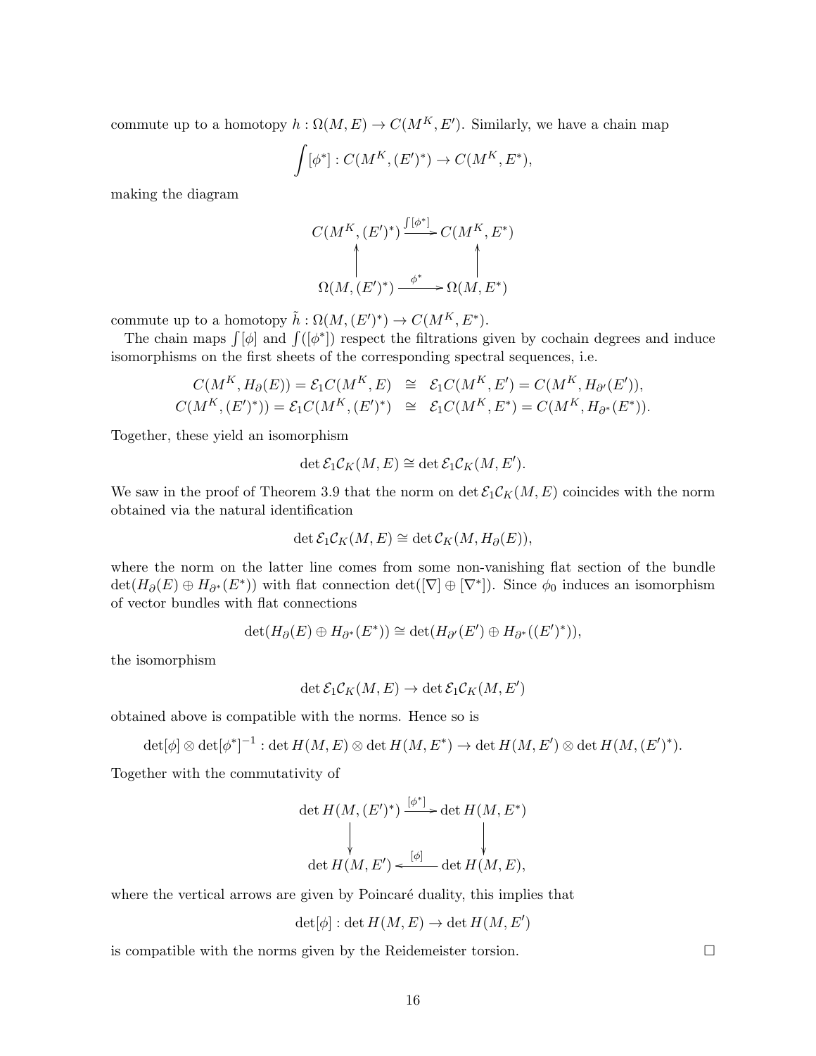commute up to a homotopy $h : \Omega(M, E) \to C(M^K, E')$. Similarly, we have a chain map

$$\int [\phi^*] : C(M^K, (E')^*) \to C(M^K, E^*),$$

making the diagram

$$\begin{array}{ccc}
C(M^K, (E')^*) & \xrightarrow{\int [\phi^*]} & C(M^K, E^*) \\
\uparrow & & \uparrow \\
\Omega(M, (E')^*) & \xrightarrow{\phi^*} & \Omega(M, E^*)
\end{array}$$

commute up to a homotopy $\tilde{h} : \Omega(M, (E')^*) \to C(M^K, E^*)$.

The chain maps $\int [\phi]$ and $\int ([\phi^*])$ respect the filtrations given by cochain degrees and induce isomorphisms on the first sheets of the corresponding spectral sequences, i.e.

$$\begin{aligned}
C(M^K, H_\partial(E)) = \mathcal{E}_1 C(M^K, E) &\cong \mathcal{E}_1 C(M^K, E') = C(M^K, H_{\partial'}(E')), \\
C(M^K, (E')^*)) = \mathcal{E}_1 C(M^K, (E')^*) &\cong \mathcal{E}_1 C(M^K, E^*) = C(M^K, H_{\partial^*}(E^*)).
\end{aligned}$$

Together, these yield an isomorphism

$$\det \mathcal{E}_1 \mathcal{C}_K(M, E) \cong \det \mathcal{E}_1 \mathcal{C}_K(M, E').$$

We saw in the proof of Theorem 3.9 that the norm on $\det \mathcal{E}_1 \mathcal{C}_K(M, E)$ coincides with the norm obtained via the natural identification

$$\det \mathcal{E}_1 \mathcal{C}_K(M, E) \cong \det \mathcal{C}_K(M, H_\partial(E)),$$

where the norm on the latter line comes from some non-vanishing flat section of the bundle $\det(H_\partial(E) \oplus H_{\partial^*}(E^*))$ with flat connection $\det([\nabla] \oplus [\nabla^*])$. Since $\phi_0$ induces an isomorphism of vector bundles with flat connections

$$\det(H_\partial(E) \oplus H_{\partial^*}(E^*)) \cong \det(H_{\partial'}(E') \oplus H_{\partial^*}((E')^*)),$$

the isomorphism

$$\det \mathcal{E}_1 \mathcal{C}_K(M, E) \to \det \mathcal{E}_1 \mathcal{C}_K(M, E')$$

obtained above is compatible with the norms. Hence so is

$$\det[\phi] \otimes \det[\phi^*]^{-1} : \det H(M, E) \otimes \det H(M, E^*) \to \det H(M, E') \otimes \det H(M, (E')^*).$$

Together with the commutativity of

$$\begin{array}{ccc}
\det H(M, (E')^*) & \xrightarrow{[\phi^*]} & \det H(M, E^*) \\
\downarrow & & \downarrow \\
\det H(M, E') & \xleftarrow{[\phi]} & \det H(M, E),
\end{array}$$

where the vertical arrows are given by Poincaré duality, this implies that

$$\det[\phi] : \det H(M, E) \to \det H(M, E')$$

is compatible with the norms given by the Reidemeister torsion. □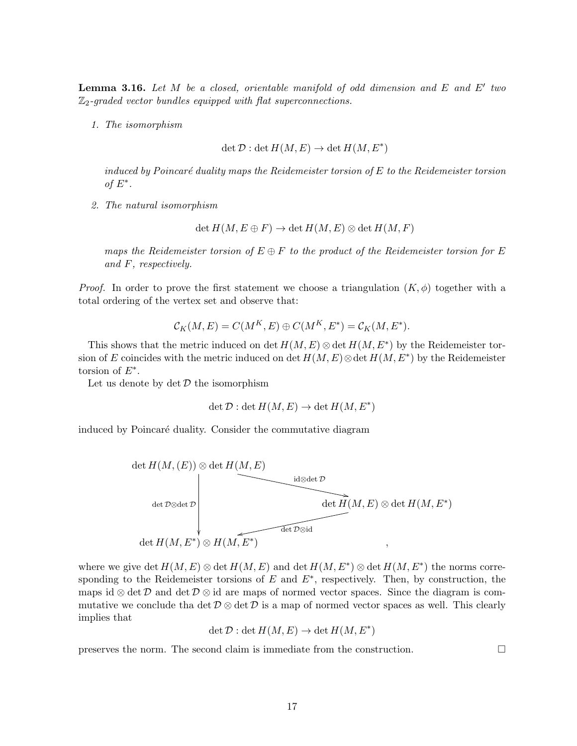**Lemma 3.16.** *Let $M$ be a closed, orientable manifold of odd dimension and $E$ and $E'$ two $\mathbb{Z}_2$-graded vector bundles equipped with flat superconnections.*

1. *The isomorphism*

$$\det \mathcal{D} : \det H(M,E) \to \det H(M,E^*)$$

*induced by Poincaré duality maps the Reidemeister torsion of $E$ to the Reidemeister torsion of $E^*$.*

2. *The natural isomorphism*

$$\det H(M, E \oplus F) \to \det H(M,E) \otimes \det H(M,F)$$

*maps the Reidemeister torsion of $E \oplus F$ to the product of the Reidemeister torsion for $E$ and $F$, respectively.*

*Proof.* In order to prove the first statement we choose a triangulation $(K, \phi)$ together with a total ordering of the vertex set and observe that:

$$\mathcal{C}_K(M,E) = C(M^K, E) \oplus C(M^K, E^*) = \mathcal{C}_K(M, E^*).$$

This shows that the metric induced on $\det H(M,E) \otimes \det H(M,E^*)$ by the Reidemeister torsion of $E$ coincides with the metric induced on $\det H(M,E) \otimes \det H(M,E^*)$ by the Reidemeister torsion of $E^*$.

Let us denote by $\det \mathcal{D}$ the isomorphism

$$\det \mathcal{D} : \det H(M,E) \to \det H(M,E^*)$$

induced by Poincaré duality. Consider the commutative diagram

$$\begin{array}{ccc}
\det H(M,(E)) \otimes \det H(M,E) & \xrightarrow{\mathrm{id} \otimes \det \mathcal{D}} & \det H(M,E) \otimes \det H(M,E^*) \\
\Big\downarrow{\scriptstyle \det \mathcal{D} \otimes \det \mathcal{D}} & \swarrow{\scriptstyle \det \mathcal{D} \otimes \mathrm{id}} & \\
\det H(M,E^*) \otimes H(M,E^*) & &
\end{array},$$

where we give $\det H(M,E) \otimes \det H(M,E)$ and $\det H(M,E^*) \otimes \det H(M,E^*)$ the norms corresponding to the Reidemeister torsions of $E$ and $E^*$, respectively. Then, by construction, the maps $\mathrm{id} \otimes \det \mathcal{D}$ and $\det \mathcal{D} \otimes \mathrm{id}$ are maps of normed vector spaces. Since the diagram is commutative we conclude tha $\det \mathcal{D} \otimes \det \mathcal{D}$ is a map of normed vector spaces as well. This clearly implies that

$$\det \mathcal{D} : \det H(M,E) \to \det H(M,E^*)$$

preserves the norm. The second claim is immediate from the construction. $\square$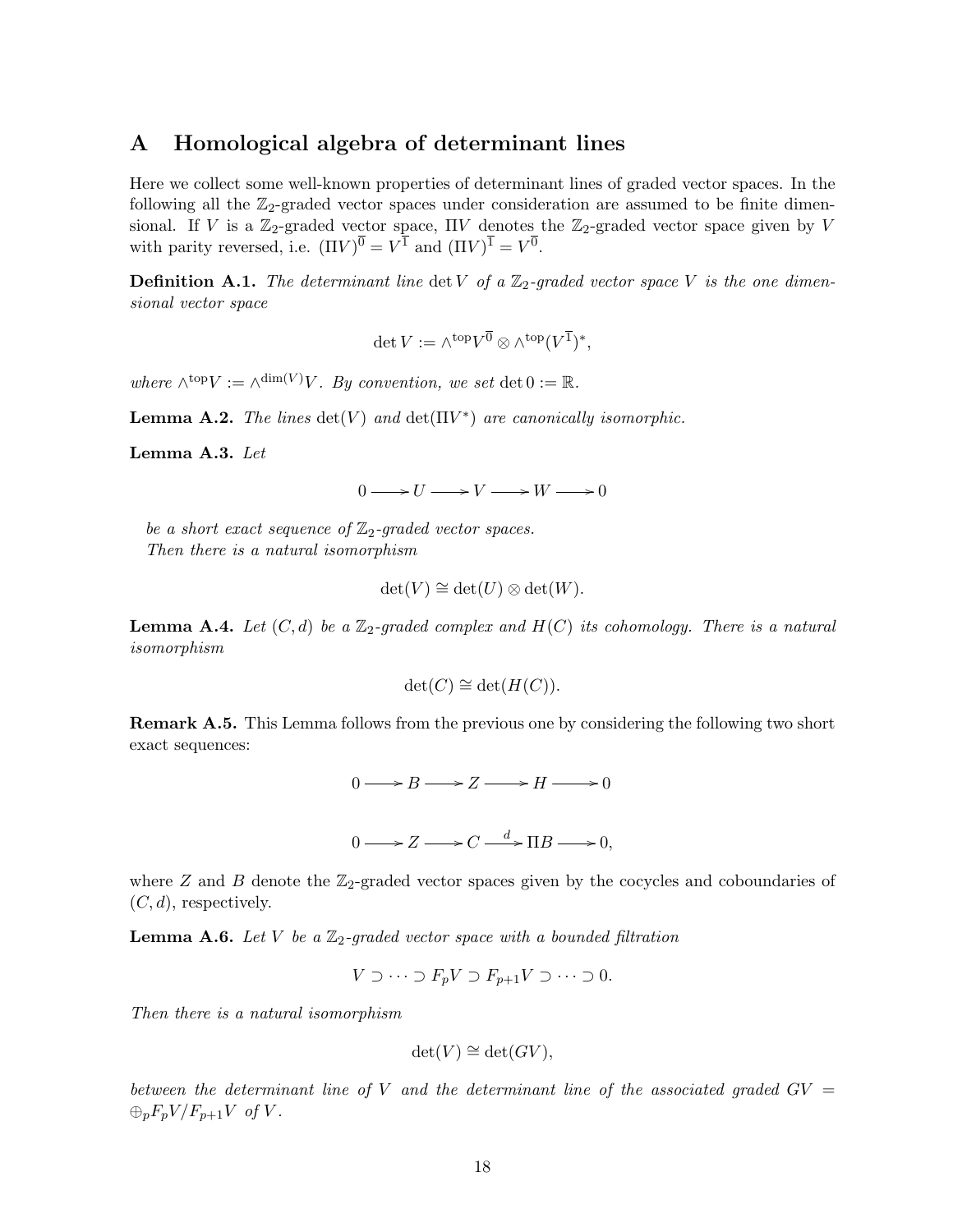## A Homological algebra of determinant lines

Here we collect some well-known properties of determinant lines of graded vector spaces. In the following all the $\mathbb{Z}_2$-graded vector spaces under consideration are assumed to be finite dimensional. If $V$ is a $\mathbb{Z}_2$-graded vector space, $\Pi V$ denotes the $\mathbb{Z}_2$-graded vector space given by $V$ with parity reversed, i.e. $(\Pi V)^{\overline{0}} = V^{\overline{1}}$ and $(\Pi V)^{\overline{1}} = V^{\overline{0}}$.

**Definition A.1.** *The determinant line* $\det V$ *of a* $\mathbb{Z}_2$*-graded vector space* $V$ *is the one dimensional vector space*

$$\det V := \wedge^{\mathrm{top}} V^{\overline{0}} \otimes \wedge^{\mathrm{top}} (V^{\overline{1}})^*,$$

*where* $\wedge^{\mathrm{top}} V := \wedge^{\dim(V)} V$*. By convention, we set* $\det 0 := \mathbb{R}$*.*

**Lemma A.2.** *The lines* $\det(V)$ *and* $\det(\Pi V^*)$ *are canonically isomorphic.*

**Lemma A.3.** *Let*

$$0 \longrightarrow U \longrightarrow V \longrightarrow W \longrightarrow 0$$

*be a short exact sequence of* $\mathbb{Z}_2$*-graded vector spaces.*
*Then there is a natural isomorphism*

$$\det(V) \cong \det(U) \otimes \det(W).$$

**Lemma A.4.** *Let* $(C, d)$ *be a* $\mathbb{Z}_2$*-graded complex and* $H(C)$ *its cohomology. There is a natural isomorphism*

$$\det(C) \cong \det(H(C)).$$

**Remark A.5.** This Lemma follows from the previous one by considering the following two short exact sequences:

$$0 \longrightarrow B \longrightarrow Z \longrightarrow H \longrightarrow 0$$

$$0 \longrightarrow Z \longrightarrow C \xrightarrow{\ d\ } \Pi B \longrightarrow 0,$$

where $Z$ and $B$ denote the $\mathbb{Z}_2$-graded vector spaces given by the cocycles and coboundaries of $(C, d)$, respectively.

**Lemma A.6.** *Let* $V$ *be a* $\mathbb{Z}_2$*-graded vector space with a bounded filtration*

$$V \supset \cdots \supset F_p V \supset F_{p+1} V \supset \cdots \supset 0.$$

*Then there is a natural isomorphism*

$$\det(V) \cong \det(GV),$$

*between the determinant line of* $V$ *and the determinant line of the associated graded* $GV = \oplus_p F_p V / F_{p+1} V$ *of* $V$*.*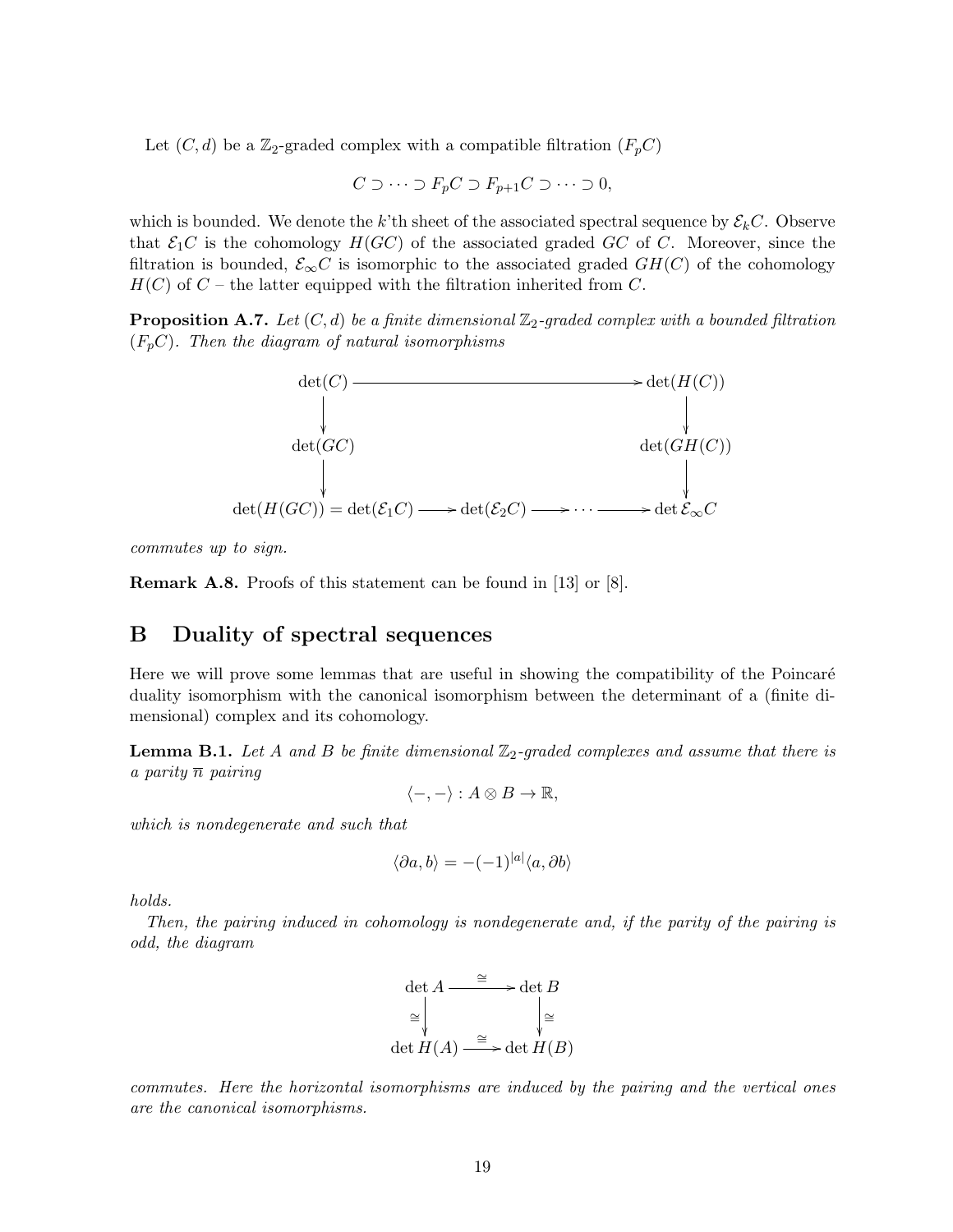Let $(C, d)$ be a $\mathbb{Z}_2$-graded complex with a compatible filtration $(F_pC)$

$$C \supset \cdots \supset F_pC \supset F_{p+1}C \supset \cdots \supset 0,$$

which is bounded. We denote the $k$'th sheet of the associated spectral sequence by $\mathcal{E}_kC$. Observe that $\mathcal{E}_1C$ is the cohomology $H(GC)$ of the associated graded $GC$ of $C$. Moreover, since the filtration is bounded, $\mathcal{E}_\infty C$ is isomorphic to the associated graded $GH(C)$ of the cohomology $H(C)$ of $C$ – the latter equipped with the filtration inherited from $C$.

**Proposition A.7.** *Let $(C, d)$ be a finite dimensional $\mathbb{Z}_2$-graded complex with a bounded filtration $(F_pC)$. Then the diagram of natural isomorphisms*

$$\begin{array}{ccccccc}
\det(C) & \longrightarrow & & & & & \det(H(C)) \\
\downarrow & & & & & & \downarrow \\
\det(GC) & & & & & & \det(GH(C)) \\
\downarrow & & & & & & \downarrow \\
\det(H(GC)) = \det(\mathcal{E}_1C) & \longrightarrow & \det(\mathcal{E}_2C) & \longrightarrow & \cdots & \longrightarrow & \det \mathcal{E}_\infty C
\end{array}$$

*commutes up to sign.*

**Remark A.8.** Proofs of this statement can be found in [13] or [8].

# B Duality of spectral sequences

Here we will prove some lemmas that are useful in showing the compatibility of the Poincaré duality isomorphism with the canonical isomorphism between the determinant of a (finite dimensional) complex and its cohomology.

**Lemma B.1.** *Let $A$ and $B$ be finite dimensional $\mathbb{Z}_2$-graded complexes and assume that there is a parity $\overline{n}$ pairing*

$$\langle -, - \rangle : A \otimes B \to \mathbb{R},$$

*which is nondegenerate and such that*

$$\langle \partial a, b \rangle = -(-1)^{|a|} \langle a, \partial b \rangle$$

*holds.*

*Then, the pairing induced in cohomology is nondegenerate and, if the parity of the pairing is odd, the diagram*

$$\begin{array}{ccc}
\det A & \xrightarrow{\cong} & \det B \\
{\cong}\downarrow & & \downarrow{\cong} \\
\det H(A) & \xrightarrow{\cong} & \det H(B)
\end{array}$$

*commutes. Here the horizontal isomorphisms are induced by the pairing and the vertical ones are the canonical isomorphisms.*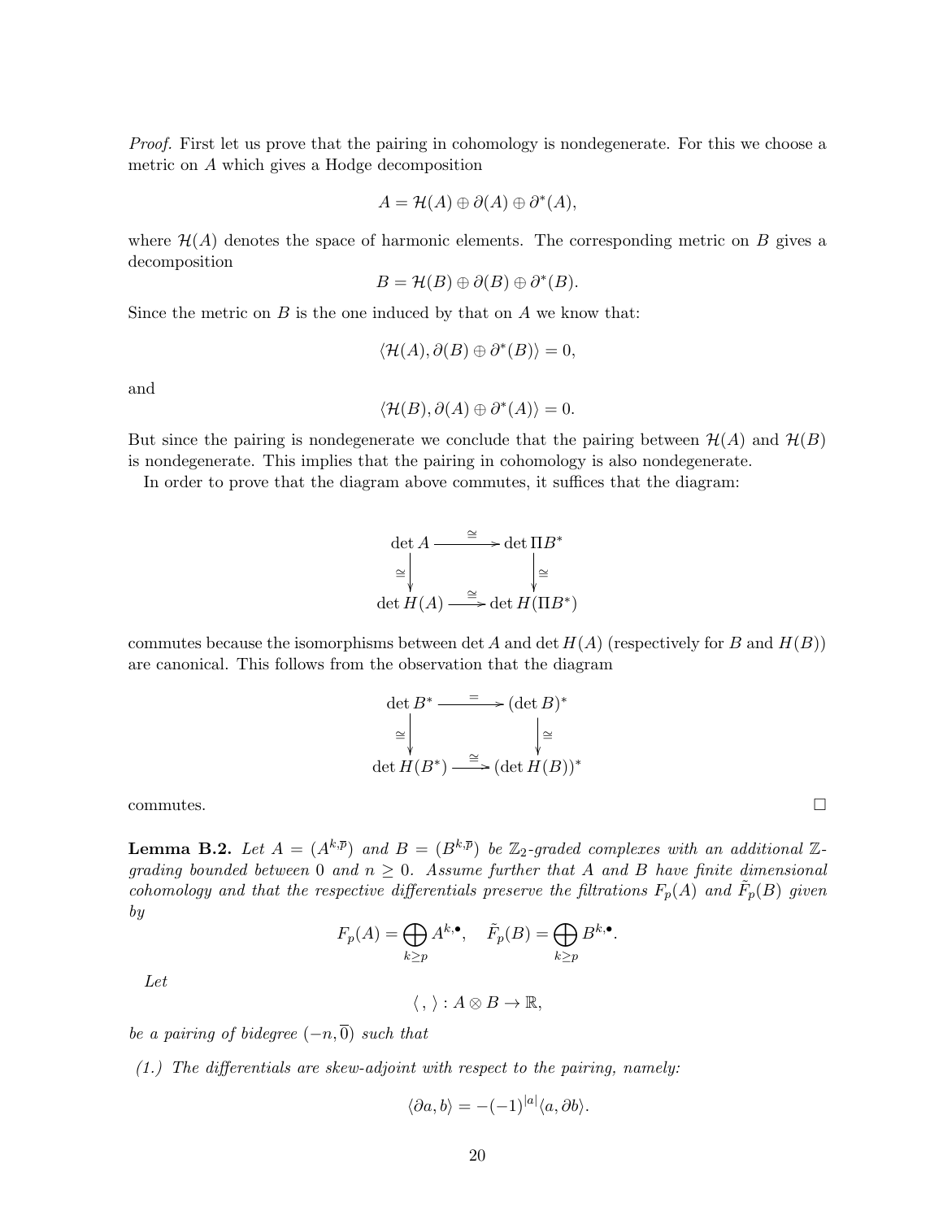*Proof.* First let us prove that the pairing in cohomology is nondegenerate. For this we choose a metric on $A$ which gives a Hodge decomposition

$$A = \mathcal{H}(A) \oplus \partial(A) \oplus \partial^*(A),$$

where $\mathcal{H}(A)$ denotes the space of harmonic elements. The corresponding metric on $B$ gives a decomposition

$$B = \mathcal{H}(B) \oplus \partial(B) \oplus \partial^*(B).$$

Since the metric on $B$ is the one induced by that on $A$ we know that:

$$\langle \mathcal{H}(A), \partial(B) \oplus \partial^*(B) \rangle = 0,$$

and

$$\langle \mathcal{H}(B), \partial(A) \oplus \partial^*(A) \rangle = 0.$$

But since the pairing is nondegenerate we conclude that the pairing between $\mathcal{H}(A)$ and $\mathcal{H}(B)$ is nondegenerate. This implies that the pairing in cohomology is also nondegenerate.

In order to prove that the diagram above commutes, it suffices that the diagram:

$$\begin{array}{ccc} \det A & \xrightarrow{\cong} & \det \Pi B^* \\ \cong\downarrow & & \downarrow\cong \\ \det H(A) & \xrightarrow{\cong} & \det H(\Pi B^*) \end{array}$$

commutes because the isomorphisms between $\det A$ and $\det H(A)$ (respectively for $B$ and $H(B)$) are canonical. This follows from the observation that the diagram

$$\begin{array}{ccc} \det B^* & \xrightarrow{=} & (\det B)^* \\ \cong\downarrow & & \downarrow\cong \\ \det H(B^*) & \xrightarrow{\cong} & (\det H(B))^* \end{array}$$

commutes. $\square$

**Lemma B.2.** *Let $A = (A^{k,\overline{p}})$ and $B = (B^{k,\overline{p}})$ be $\mathbb{Z}_2$-graded complexes with an additional $\mathbb{Z}$-grading bounded between $0$ and $n \geq 0$. Assume further that $A$ and $B$ have finite dimensional cohomology and that the respective differentials preserve the filtrations $F_p(A)$ and $\tilde{F}_p(B)$ given by*

$$F_p(A) = \bigoplus_{k \geq p} A^{k,\bullet}, \quad \tilde{F}_p(B) = \bigoplus_{k \geq p} B^{k,\bullet}.$$

*Let*

$$\langle \, , \, \rangle : A \otimes B \to \mathbb{R},$$

*be a pairing of bidegree $(-n, \overline{0})$ such that*

*(1.) The differentials are skew-adjoint with respect to the pairing, namely:*

$$\langle \partial a, b \rangle = -(-1)^{|a|} \langle a, \partial b \rangle.$$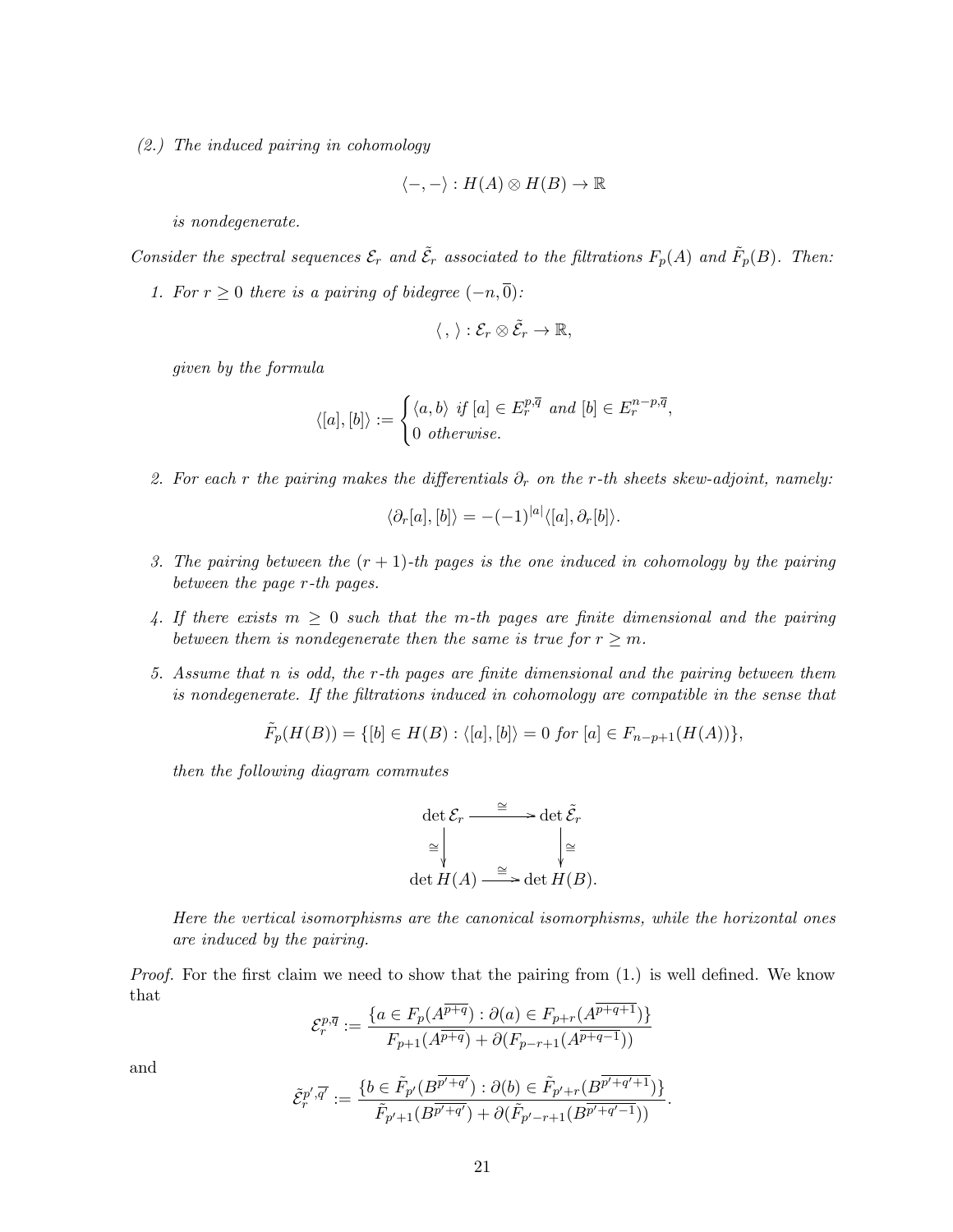*(2.) The induced pairing in cohomology*

$$\langle -, - \rangle : H(A) \otimes H(B) \to \mathbb{R}$$

*is nondegenerate.*

*Consider the spectral sequences $\mathcal{E}_r$ and $\tilde{\mathcal{E}}_r$ associated to the filtrations $F_p(A)$ and $\tilde{F}_p(B)$. Then:*

1. *For $r \geq 0$ there is a pairing of bidegree $(-n, \overline{0})$:*

   $$\langle \, , \, \rangle : \mathcal{E}_r \otimes \tilde{\mathcal{E}}_r \to \mathbb{R},$$

   *given by the formula*

   $$\langle [a], [b] \rangle := \begin{cases} \langle a, b \rangle \text{ if } [a] \in E_r^{p,\overline{q}} \text{ and } [b] \in E_r^{n-p,\overline{q}}, \\ 0 \text{ otherwise.} \end{cases}$$

2. *For each $r$ the pairing makes the differentials $\partial_r$ on the $r$-th sheets skew-adjoint, namely:*

   $$\langle \partial_r [a], [b] \rangle = -(-1)^{|a|} \langle [a], \partial_r [b] \rangle.$$

3. *The pairing between the $(r+1)$-th pages is the one induced in cohomology by the pairing between the page $r$-th pages.*

4. *If there exists $m \geq 0$ such that the $m$-th pages are finite dimensional and the pairing between them is nondegenerate then the same is true for $r \geq m$.*

5. *Assume that $n$ is odd, the $r$-th pages are finite dimensional and the pairing between them is nondegenerate. If the filtrations induced in cohomology are compatible in the sense that*

   $$\tilde{F}_p(H(B)) = \{[b] \in H(B) : \langle [a], [b] \rangle = 0 \text{ for } [a] \in F_{n-p+1}(H(A))\},$$

   *then the following diagram commutes*

   $$\begin{array}{ccc} \det \mathcal{E}_r & \xrightarrow{\cong} & \det \tilde{\mathcal{E}}_r \\ \downarrow \cong & & \downarrow \cong \\ \det H(A) & \xrightarrow{\cong} & \det H(B). \end{array}$$

   *Here the vertical isomorphisms are the canonical isomorphisms, while the horizontal ones are induced by the pairing.*

*Proof.* For the first claim we need to show that the pairing from (1.) is well defined. We know that

$$\mathcal{E}_r^{p,\overline{q}} := \frac{\{a \in F_p(A^{\overline{p+q}}) : \partial(a) \in F_{p+r}(A^{\overline{p+q+1}})\}}{F_{p+1}(A^{\overline{p+q}}) + \partial(F_{p-r+1}(A^{\overline{p+q-1}}))}$$

and

$$\tilde{\mathcal{E}}_r^{p',\overline{q'}} := \frac{\{b \in \tilde{F}_{p'}(B^{\overline{p'+q'}}) : \partial(b) \in \tilde{F}_{p'+r}(B^{\overline{p'+q'+1}})\}}{\tilde{F}_{p'+1}(B^{\overline{p'+q'}}) + \partial(\tilde{F}_{p'-r+1}(B^{\overline{p'+q'-1}}))}.$$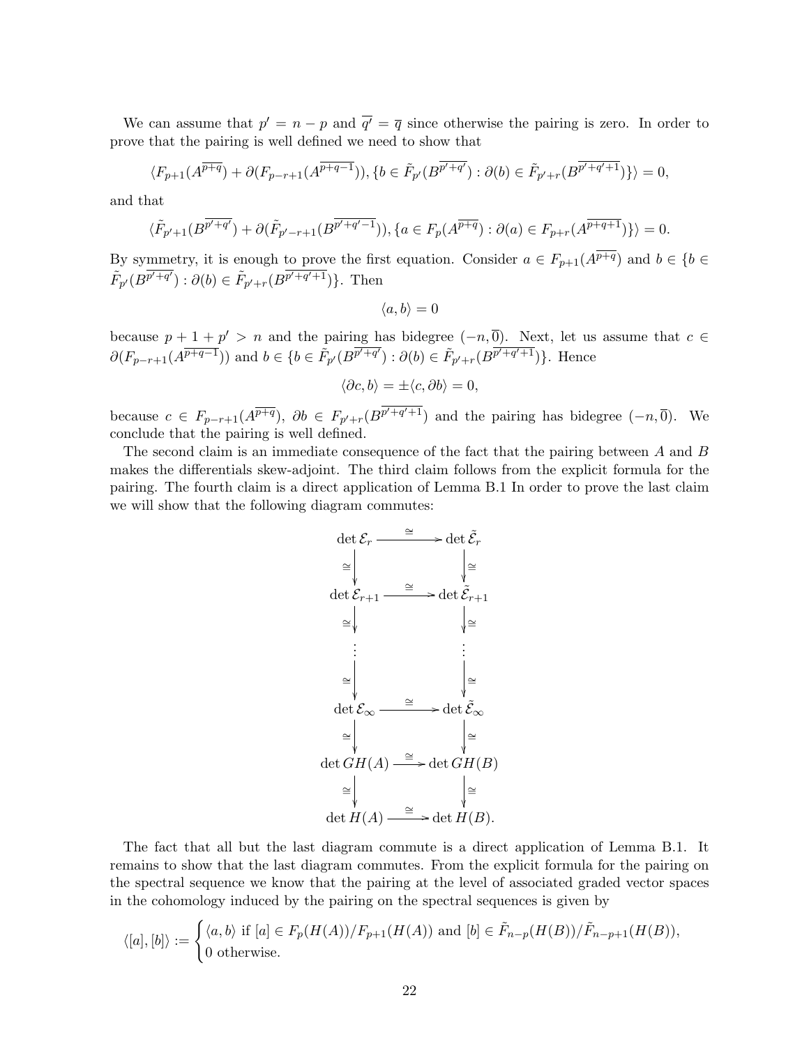We can assume that $p' = n - p$ and $\overline{q'} = \overline{q}$ since otherwise the pairing is zero. In order to prove that the pairing is well defined we need to show that

$$\langle F_{p+1}(A^{\overline{p+q}}) + \partial(F_{p-r+1}(A^{\overline{p+q-1}})), \{b \in \tilde{F}_{p'}(B^{\overline{p'+q'}}) : \partial(b) \in \tilde{F}_{p'+r}(B^{\overline{p'+q'+1}})\}\rangle = 0,$$

and that

$$\langle \tilde{F}_{p'+1}(B^{\overline{p'+q'}}) + \partial(\tilde{F}_{p'-r+1}(B^{\overline{p'+q'-1}})), \{a \in F_p(A^{\overline{p+q}}) : \partial(a) \in F_{p+r}(A^{\overline{p+q+1}})\}\rangle = 0.$$

By symmetry, it is enough to prove the first equation. Consider $a \in F_{p+1}(A^{\overline{p+q}})$ and $b \in \{b \in \tilde{F}_{p'}(B^{\overline{p'+q'}}) : \partial(b) \in \tilde{F}_{p'+r}(B^{\overline{p'+q'+1}})\}$. Then

$$\langle a, b\rangle = 0$$

because $p + 1 + p' > n$ and the pairing has bidegree $(-n, \overline{0})$. Next, let us assume that $c \in \partial(F_{p-r+1}(A^{\overline{p+q-1}}))$ and $b \in \{b \in \tilde{F}_{p'}(B^{\overline{p'+q'}}) : \partial(b) \in \tilde{F}_{p'+r}(B^{\overline{p'+q'+1}})\}$. Hence

$$\langle \partial c, b\rangle = \pm\langle c, \partial b\rangle = 0,$$

because $c \in F_{p-r+1}(A^{\overline{p+q}})$, $\partial b \in F_{p'+r}(B^{\overline{p'+q'+1}})$ and the pairing has bidegree $(-n, \overline{0})$. We conclude that the pairing is well defined.

The second claim is an immediate consequence of the fact that the pairing between $A$ and $B$ makes the differentials skew-adjoint. The third claim follows from the explicit formula for the pairing. The fourth claim is a direct application of Lemma B.1 In order to prove the last claim we will show that the following diagram commutes:

$$\begin{array}{ccc}
\det \mathcal{E}_r & \xrightarrow{\cong} & \det \tilde{\mathcal{E}}_r \\
\downarrow\cong & & \downarrow\cong \\
\det \mathcal{E}_{r+1} & \xrightarrow{\cong} & \det \tilde{\mathcal{E}}_{r+1} \\
\downarrow\cong & & \downarrow\cong \\
\vdots & & \vdots \\
\downarrow\cong & & \downarrow\cong \\
\det \mathcal{E}_\infty & \xrightarrow{\cong} & \det \tilde{\mathcal{E}}_\infty \\
\downarrow\cong & & \downarrow\cong \\
\det GH(A) & \xrightarrow{\cong} & \det GH(B) \\
\downarrow\cong & & \downarrow\cong \\
\det H(A) & \xrightarrow{\cong} & \det H(B).
\end{array}$$

The fact that all but the last diagram commute is a direct application of Lemma B.1. It remains to show that the last diagram commutes. From the explicit formula for the pairing on the spectral sequence we know that the pairing at the level of associated graded vector spaces in the cohomology induced by the pairing on the spectral sequences is given by

$$\langle [a], [b]\rangle := \begin{cases} \langle a, b\rangle \text{ if } [a] \in F_p(H(A))/F_{p+1}(H(A)) \text{ and } [b] \in \tilde{F}_{n-p}(H(B))/\tilde{F}_{n-p+1}(H(B)), \\ 0 \text{ otherwise.} \end{cases}$$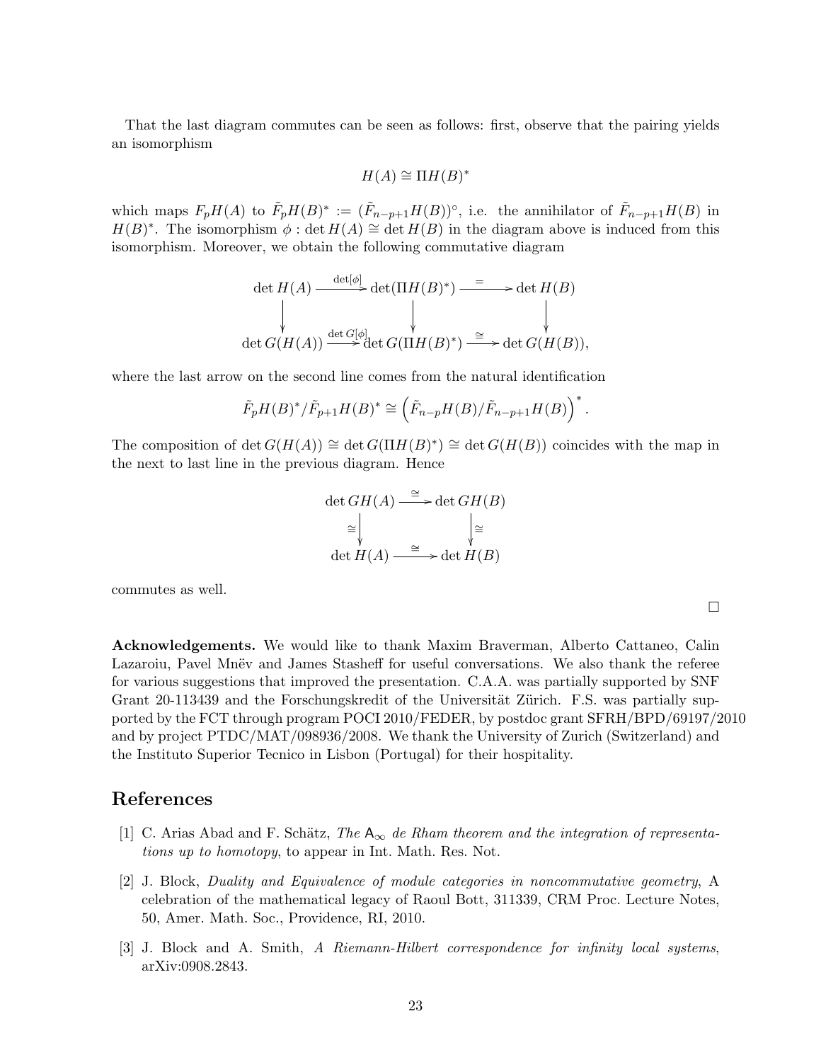That the last diagram commutes can be seen as follows: first, observe that the pairing yields an isomorphism

$$H(A) \cong \Pi H(B)^*$$

which maps $F_p H(A)$ to $\tilde{F}_p H(B)^* := (\tilde{F}_{n-p+1} H(B))^\circ$, i.e. the annihilator of $\tilde{F}_{n-p+1} H(B)$ in $H(B)^*$. The isomorphism $\phi : \det H(A) \cong \det H(B)$ in the diagram above is induced from this isomorphism. Moreover, we obtain the following commutative diagram

$$\begin{array}{ccccc}
\det H(A) & \xrightarrow{\det[\phi]} & \det(\Pi H(B)^*) & \xrightarrow{=} & \det H(B) \\
\downarrow & & \downarrow & & \downarrow \\
\det G(H(A)) & \xrightarrow{\det G[\phi]} & \det G(\Pi H(B)^*) & \xrightarrow{\cong} & \det G(H(B)),
\end{array}$$

where the last arrow on the second line comes from the natural identification

$$\tilde{F}_p H(B)^* / \tilde{F}_{p+1} H(B)^* \cong \left( \tilde{F}_{n-p} H(B) / \tilde{F}_{n-p+1} H(B) \right)^*.$$

The composition of $\det G(H(A)) \cong \det G(\Pi H(B)^*) \cong \det G(H(B))$ coincides with the map in the next to last line in the previous diagram. Hence

$$\begin{array}{ccc}
\det GH(A) & \xrightarrow{\cong} & \det GH(B) \\
\cong \downarrow & & \downarrow \cong \\
\det H(A) & \xrightarrow{\cong} & \det H(B)
\end{array}$$

commutes as well.

□

**Acknowledgements.** We would like to thank Maxim Braverman, Alberto Cattaneo, Calin Lazaroiu, Pavel Mnëv and James Stasheff for useful conversations. We also thank the referee for various suggestions that improved the presentation. C.A.A. was partially supported by SNF Grant 20-113439 and the Forschungskredit of the Universität Zürich. F.S. was partially supported by the FCT through program POCI 2010/FEDER, by postdoc grant SFRH/BPD/69197/2010 and by project PTDC/MAT/098936/2008. We thank the University of Zurich (Switzerland) and the Instituto Superior Tecnico in Lisbon (Portugal) for their hospitality.

## References

[1] C. Arias Abad and F. Schätz, *The* $\mathsf{A}_\infty$ *de Rham theorem and the integration of representations up to homotopy*, to appear in Int. Math. Res. Not.

[2] J. Block, *Duality and Equivalence of module categories in noncommutative geometry*, A celebration of the mathematical legacy of Raoul Bott, 311339, CRM Proc. Lecture Notes, 50, Amer. Math. Soc., Providence, RI, 2010.

[3] J. Block and A. Smith, *A Riemann-Hilbert correspondence for infinity local systems*, arXiv:0908.2843.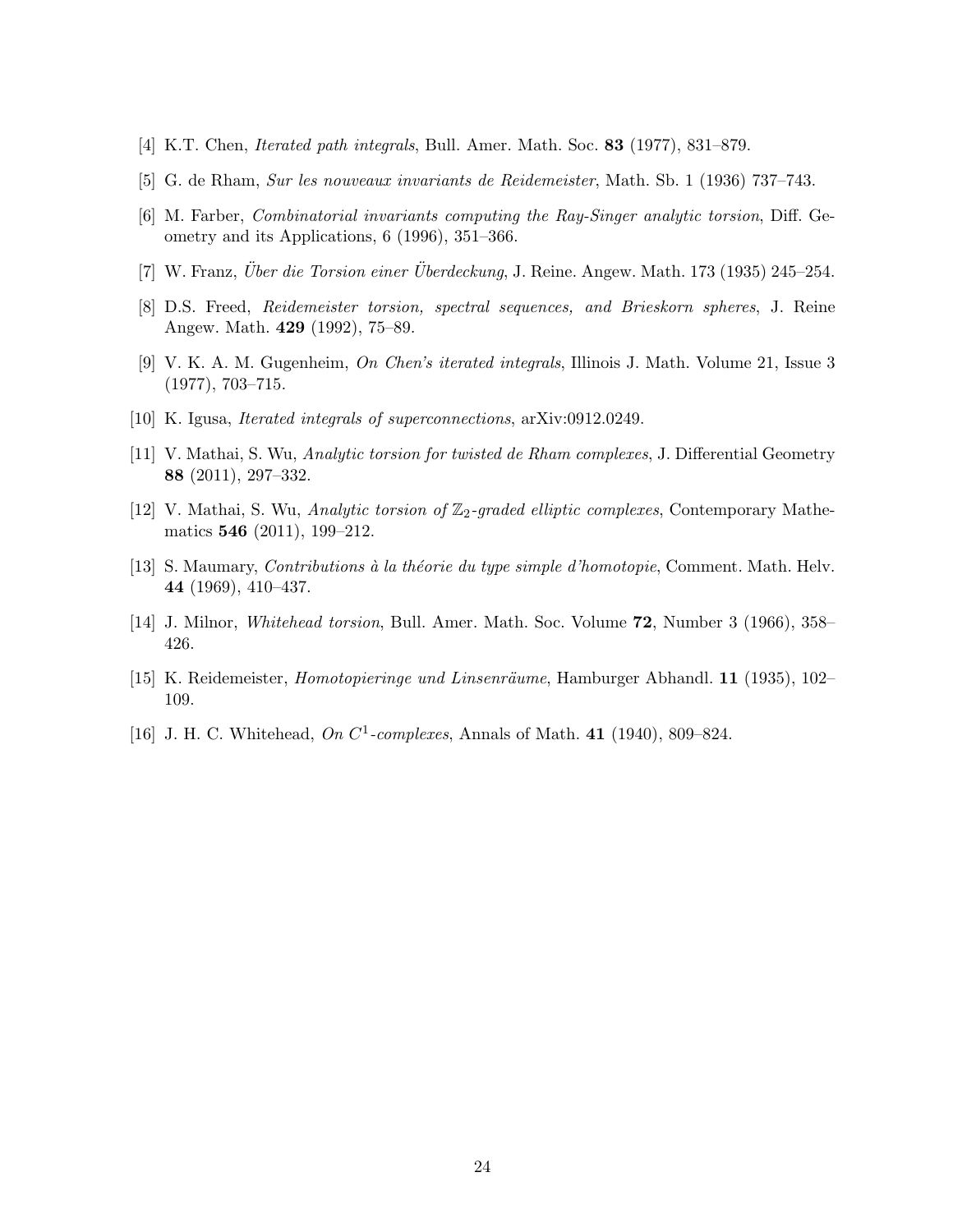[4] K.T. Chen, *Iterated path integrals*, Bull. Amer. Math. Soc. **83** (1977), 831–879.

[5] G. de Rham, *Sur les nouveaux invariants de Reidemeister*, Math. Sb. 1 (1936) 737–743.

[6] M. Farber, *Combinatorial invariants computing the Ray-Singer analytic torsion*, Diff. Geometry and its Applications, 6 (1996), 351–366.

[7] W. Franz, *Über die Torsion einer Überdeckung*, J. Reine. Angew. Math. 173 (1935) 245–254.

[8] D.S. Freed, *Reidemeister torsion, spectral sequences, and Brieskorn spheres*, J. Reine Angew. Math. **429** (1992), 75–89.

[9] V. K. A. M. Gugenheim, *On Chen's iterated integrals*, Illinois J. Math. Volume 21, Issue 3 (1977), 703–715.

[10] K. Igusa, *Iterated integrals of superconnections*, arXiv:0912.0249.

[11] V. Mathai, S. Wu, *Analytic torsion for twisted de Rham complexes*, J. Differential Geometry **88** (2011), 297–332.

[12] V. Mathai, S. Wu, *Analytic torsion of $\mathbb{Z}_2$-graded elliptic complexes*, Contemporary Mathematics **546** (2011), 199–212.

[13] S. Maumary, *Contributions à la théorie du type simple d'homotopie*, Comment. Math. Helv. **44** (1969), 410–437.

[14] J. Milnor, *Whitehead torsion*, Bull. Amer. Math. Soc. Volume **72**, Number 3 (1966), 358–426.

[15] K. Reidemeister, *Homotopieringe und Linsenräume*, Hamburger Abhandl. **11** (1935), 102–109.

[16] J. H. C. Whitehead, *On $C^1$-complexes*, Annals of Math. **41** (1940), 809–824.